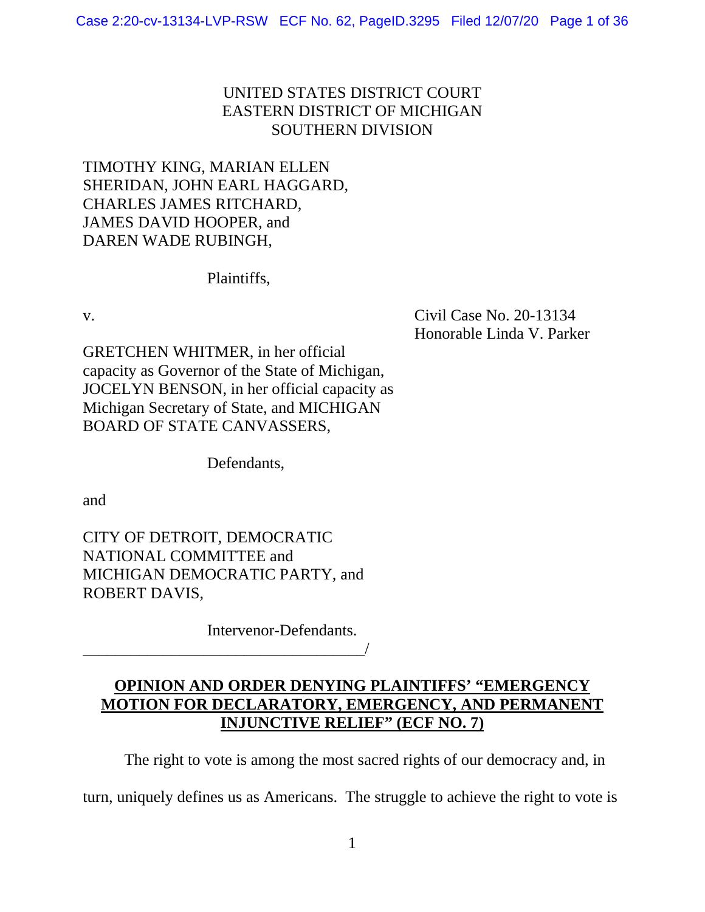UNITED STATES DISTRICT COURT
EASTERN DISTRICT OF MICHIGAN
SOUTHERN DIVISION

TIMOTHY KING, MARIAN ELLEN SHERIDAN, JOHN EARL HAGGARD, CHARLES JAMES RITCHARD, JAMES DAVID HOOPER, and DAREN WADE RUBINGH,

Plaintiffs,

v.

Civil Case No. 20-13134
Honorable Linda V. Parker

GRETCHEN WHITMER, in her official capacity as Governor of the State of Michigan, JOCELYN BENSON, in her official capacity as Michigan Secretary of State, and MICHIGAN BOARD OF STATE CANVASSERS,

Defendants,

and

CITY OF DETROIT, DEMOCRATIC NATIONAL COMMITTEE and MICHIGAN DEMOCRATIC PARTY, and ROBERT DAVIS,

Intervenor-Defendants.
_____________________________________/

**OPINION AND ORDER DENYING PLAINTIFFS' "EMERGENCY MOTION FOR DECLARATORY, EMERGENCY, AND PERMANENT INJUNCTIVE RELIEF" (ECF NO. 7)**

The right to vote is among the most sacred rights of our democracy and, in turn, uniquely defines us as Americans. The struggle to achieve the right to vote is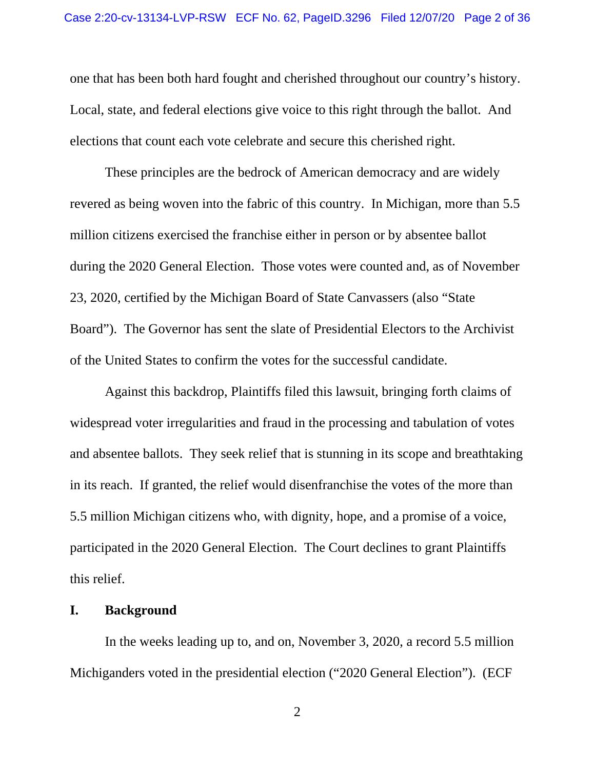one that has been both hard fought and cherished throughout our country's history. Local, state, and federal elections give voice to this right through the ballot. And elections that count each vote celebrate and secure this cherished right.

These principles are the bedrock of American democracy and are widely revered as being woven into the fabric of this country. In Michigan, more than 5.5 million citizens exercised the franchise either in person or by absentee ballot during the 2020 General Election. Those votes were counted and, as of November 23, 2020, certified by the Michigan Board of State Canvassers (also "State Board"). The Governor has sent the slate of Presidential Electors to the Archivist of the United States to confirm the votes for the successful candidate.

Against this backdrop, Plaintiffs filed this lawsuit, bringing forth claims of widespread voter irregularities and fraud in the processing and tabulation of votes and absentee ballots. They seek relief that is stunning in its scope and breathtaking in its reach. If granted, the relief would disenfranchise the votes of the more than 5.5 million Michigan citizens who, with dignity, hope, and a promise of a voice, participated in the 2020 General Election. The Court declines to grant Plaintiffs this relief.

## I. Background

In the weeks leading up to, and on, November 3, 2020, a record 5.5 million Michiganders voted in the presidential election ("2020 General Election"). (ECF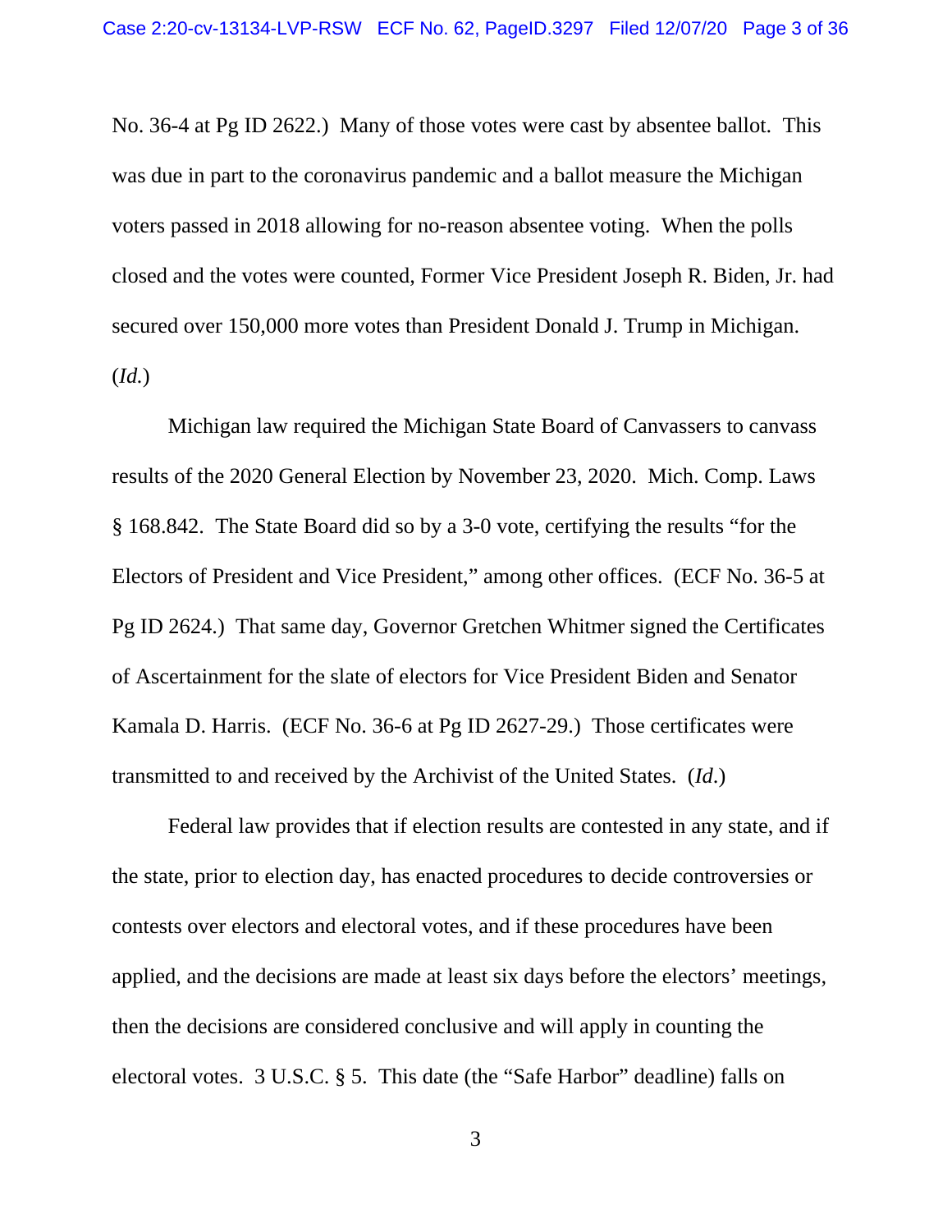No. 36-4 at Pg ID 2622.) Many of those votes were cast by absentee ballot. This was due in part to the coronavirus pandemic and a ballot measure the Michigan voters passed in 2018 allowing for no-reason absentee voting. When the polls closed and the votes were counted, Former Vice President Joseph R. Biden, Jr. had secured over 150,000 more votes than President Donald J. Trump in Michigan. (*Id.*)

Michigan law required the Michigan State Board of Canvassers to canvass results of the 2020 General Election by November 23, 2020. Mich. Comp. Laws § 168.842. The State Board did so by a 3-0 vote, certifying the results "for the Electors of President and Vice President," among other offices. (ECF No. 36-5 at Pg ID 2624.) That same day, Governor Gretchen Whitmer signed the Certificates of Ascertainment for the slate of electors for Vice President Biden and Senator Kamala D. Harris. (ECF No. 36-6 at Pg ID 2627-29.) Those certificates were transmitted to and received by the Archivist of the United States. (*Id.*)

Federal law provides that if election results are contested in any state, and if the state, prior to election day, has enacted procedures to decide controversies or contests over electors and electoral votes, and if these procedures have been applied, and the decisions are made at least six days before the electors' meetings, then the decisions are considered conclusive and will apply in counting the electoral votes. 3 U.S.C. § 5. This date (the "Safe Harbor" deadline) falls on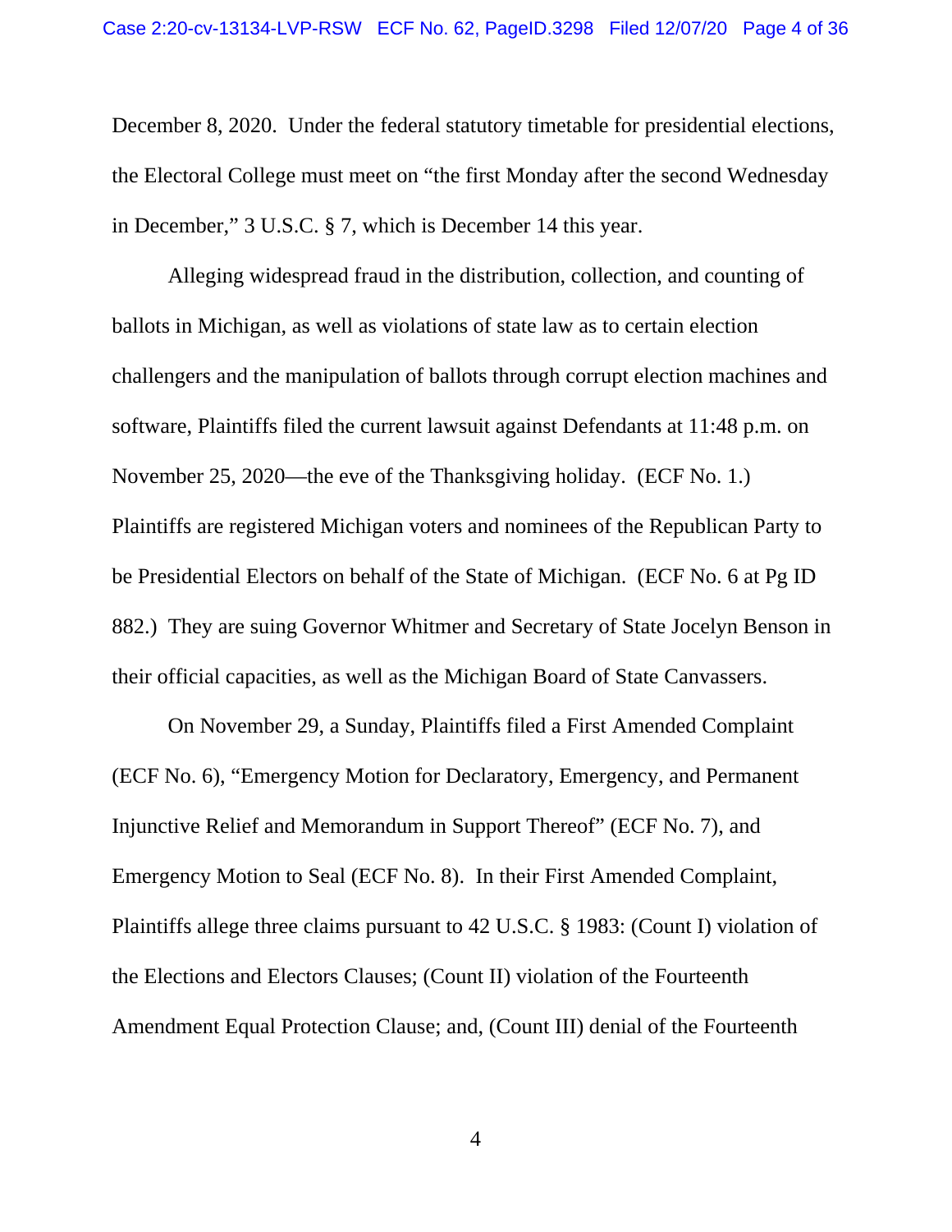December 8, 2020. Under the federal statutory timetable for presidential elections, the Electoral College must meet on "the first Monday after the second Wednesday in December," 3 U.S.C. § 7, which is December 14 this year.

Alleging widespread fraud in the distribution, collection, and counting of ballots in Michigan, as well as violations of state law as to certain election challengers and the manipulation of ballots through corrupt election machines and software, Plaintiffs filed the current lawsuit against Defendants at 11:48 p.m. on November 25, 2020—the eve of the Thanksgiving holiday. (ECF No. 1.) Plaintiffs are registered Michigan voters and nominees of the Republican Party to be Presidential Electors on behalf of the State of Michigan. (ECF No. 6 at Pg ID 882.) They are suing Governor Whitmer and Secretary of State Jocelyn Benson in their official capacities, as well as the Michigan Board of State Canvassers.

On November 29, a Sunday, Plaintiffs filed a First Amended Complaint (ECF No. 6), "Emergency Motion for Declaratory, Emergency, and Permanent Injunctive Relief and Memorandum in Support Thereof" (ECF No. 7), and Emergency Motion to Seal (ECF No. 8). In their First Amended Complaint, Plaintiffs allege three claims pursuant to 42 U.S.C. § 1983: (Count I) violation of the Elections and Electors Clauses; (Count II) violation of the Fourteenth Amendment Equal Protection Clause; and, (Count III) denial of the Fourteenth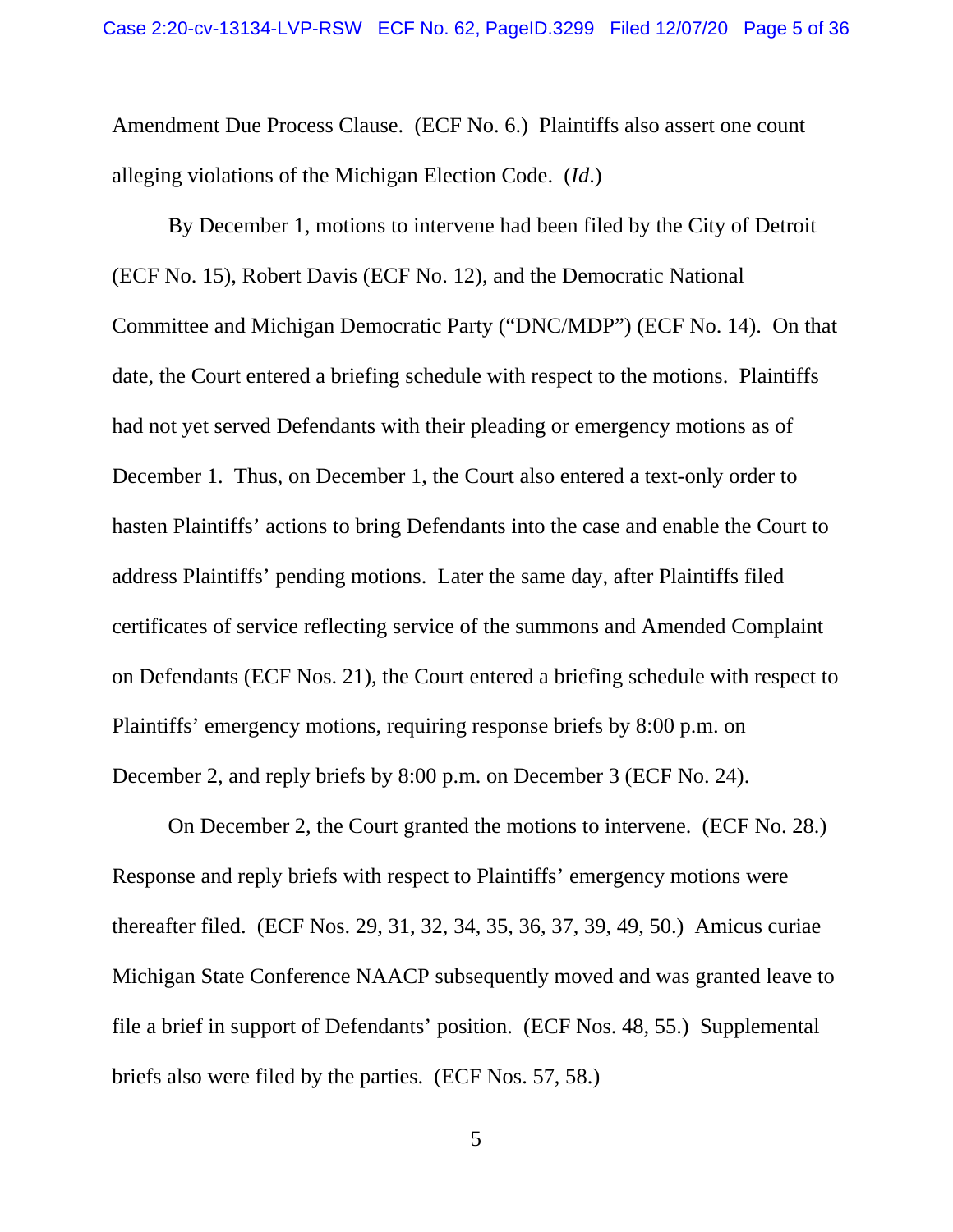Amendment Due Process Clause. (ECF No. 6.) Plaintiffs also assert one count alleging violations of the Michigan Election Code. (*Id.*)

By December 1, motions to intervene had been filed by the City of Detroit (ECF No. 15), Robert Davis (ECF No. 12), and the Democratic National Committee and Michigan Democratic Party ("DNC/MDP") (ECF No. 14). On that date, the Court entered a briefing schedule with respect to the motions. Plaintiffs had not yet served Defendants with their pleading or emergency motions as of December 1. Thus, on December 1, the Court also entered a text-only order to hasten Plaintiffs' actions to bring Defendants into the case and enable the Court to address Plaintiffs' pending motions. Later the same day, after Plaintiffs filed certificates of service reflecting service of the summons and Amended Complaint on Defendants (ECF Nos. 21), the Court entered a briefing schedule with respect to Plaintiffs' emergency motions, requiring response briefs by 8:00 p.m. on December 2, and reply briefs by 8:00 p.m. on December 3 (ECF No. 24).

On December 2, the Court granted the motions to intervene. (ECF No. 28.) Response and reply briefs with respect to Plaintiffs' emergency motions were thereafter filed. (ECF Nos. 29, 31, 32, 34, 35, 36, 37, 39, 49, 50.) Amicus curiae Michigan State Conference NAACP subsequently moved and was granted leave to file a brief in support of Defendants' position. (ECF Nos. 48, 55.) Supplemental briefs also were filed by the parties. (ECF Nos. 57, 58.)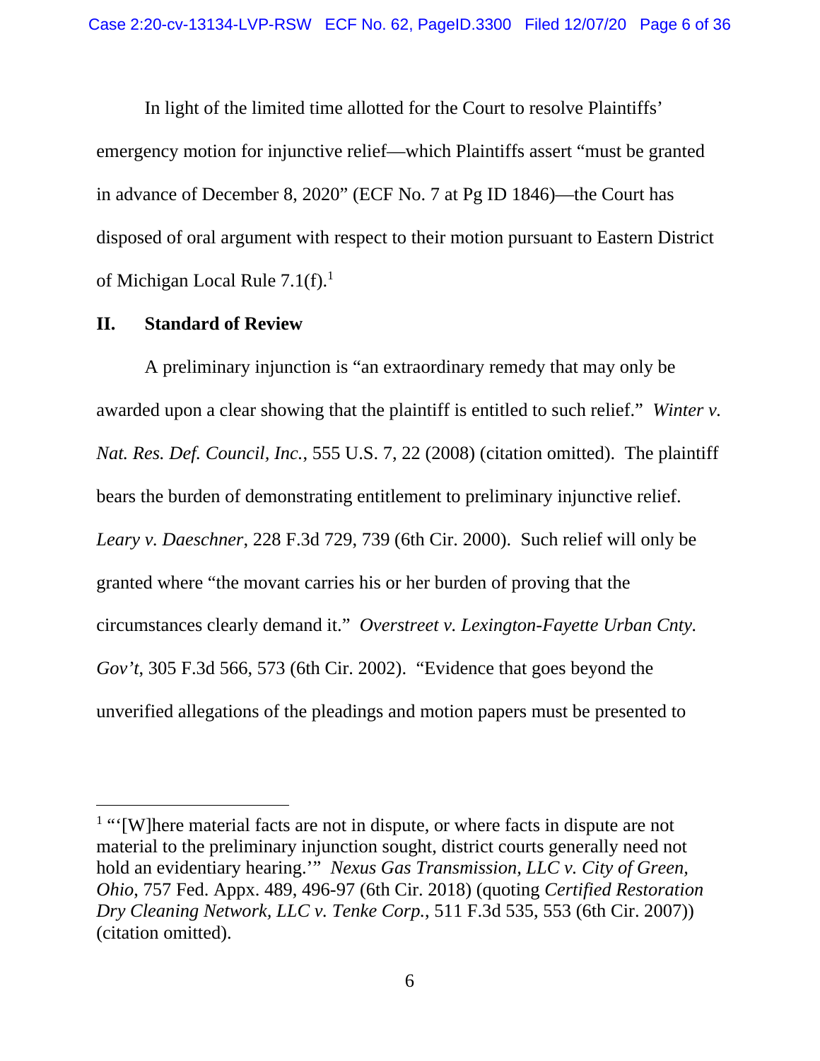In light of the limited time allotted for the Court to resolve Plaintiffs' emergency motion for injunctive relief—which Plaintiffs assert "must be granted in advance of December 8, 2020" (ECF No. 7 at Pg ID 1846)—the Court has disposed of oral argument with respect to their motion pursuant to Eastern District of Michigan Local Rule 7.1(f).[1]

## II. Standard of Review

A preliminary injunction is "an extraordinary remedy that may only be awarded upon a clear showing that the plaintiff is entitled to such relief." *Winter v. Nat. Res. Def. Council, Inc.*, 555 U.S. 7, 22 (2008) (citation omitted). The plaintiff bears the burden of demonstrating entitlement to preliminary injunctive relief. *Leary v. Daeschner*, 228 F.3d 729, 739 (6th Cir. 2000). Such relief will only be granted where "the movant carries his or her burden of proving that the circumstances clearly demand it." *Overstreet v. Lexington-Fayette Urban Cnty. Gov't*, 305 F.3d 566, 573 (6th Cir. 2002). "Evidence that goes beyond the unverified allegations of the pleadings and motion papers must be presented to

---

[1] "'[W]here material facts are not in dispute, or where facts in dispute are not material to the preliminary injunction sought, district courts generally need not hold an evidentiary hearing.'" *Nexus Gas Transmission, LLC v. City of Green, Ohio*, 757 Fed. Appx. 489, 496-97 (6th Cir. 2018) (quoting *Certified Restoration Dry Cleaning Network, LLC v. Tenke Corp.*, 511 F.3d 535, 553 (6th Cir. 2007)) (citation omitted).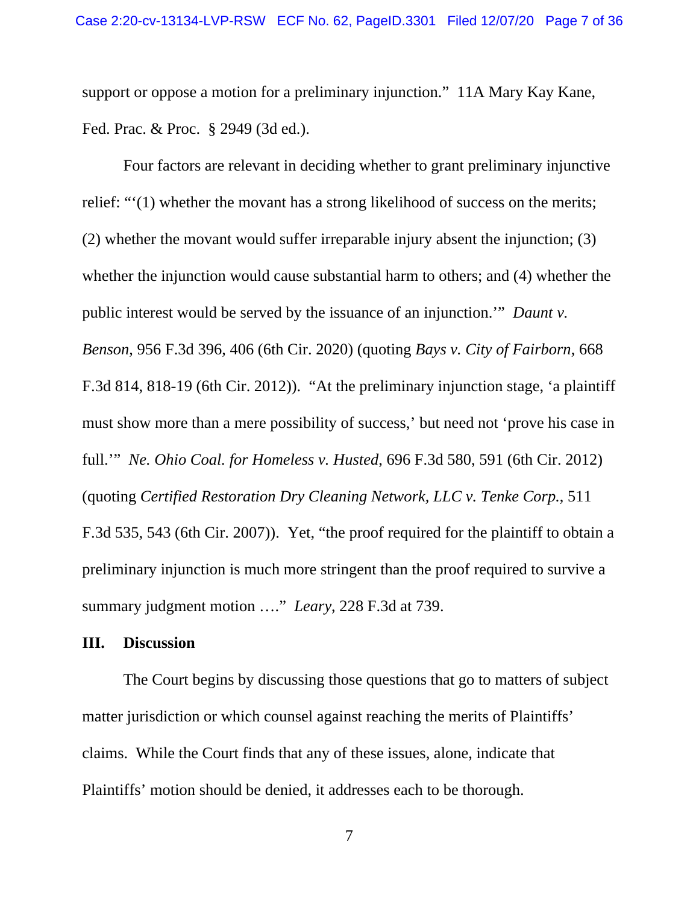support or oppose a motion for a preliminary injunction." 11A Mary Kay Kane, Fed. Prac. & Proc. § 2949 (3d ed.).

Four factors are relevant in deciding whether to grant preliminary injunctive relief: "'(1) whether the movant has a strong likelihood of success on the merits; (2) whether the movant would suffer irreparable injury absent the injunction; (3) whether the injunction would cause substantial harm to others; and (4) whether the public interest would be served by the issuance of an injunction.'" *Daunt v. Benson*, 956 F.3d 396, 406 (6th Cir. 2020) (quoting *Bays v. City of Fairborn*, 668 F.3d 814, 818-19 (6th Cir. 2012)). "At the preliminary injunction stage, 'a plaintiff must show more than a mere possibility of success,' but need not 'prove his case in full.'" *Ne. Ohio Coal. for Homeless v. Husted*, 696 F.3d 580, 591 (6th Cir. 2012) (quoting *Certified Restoration Dry Cleaning Network, LLC v. Tenke Corp.*, 511 F.3d 535, 543 (6th Cir. 2007)). Yet, "the proof required for the plaintiff to obtain a preliminary injunction is much more stringent than the proof required to survive a summary judgment motion …." *Leary*, 228 F.3d at 739.

## III. Discussion

The Court begins by discussing those questions that go to matters of subject matter jurisdiction or which counsel against reaching the merits of Plaintiffs' claims. While the Court finds that any of these issues, alone, indicate that Plaintiffs' motion should be denied, it addresses each to be thorough.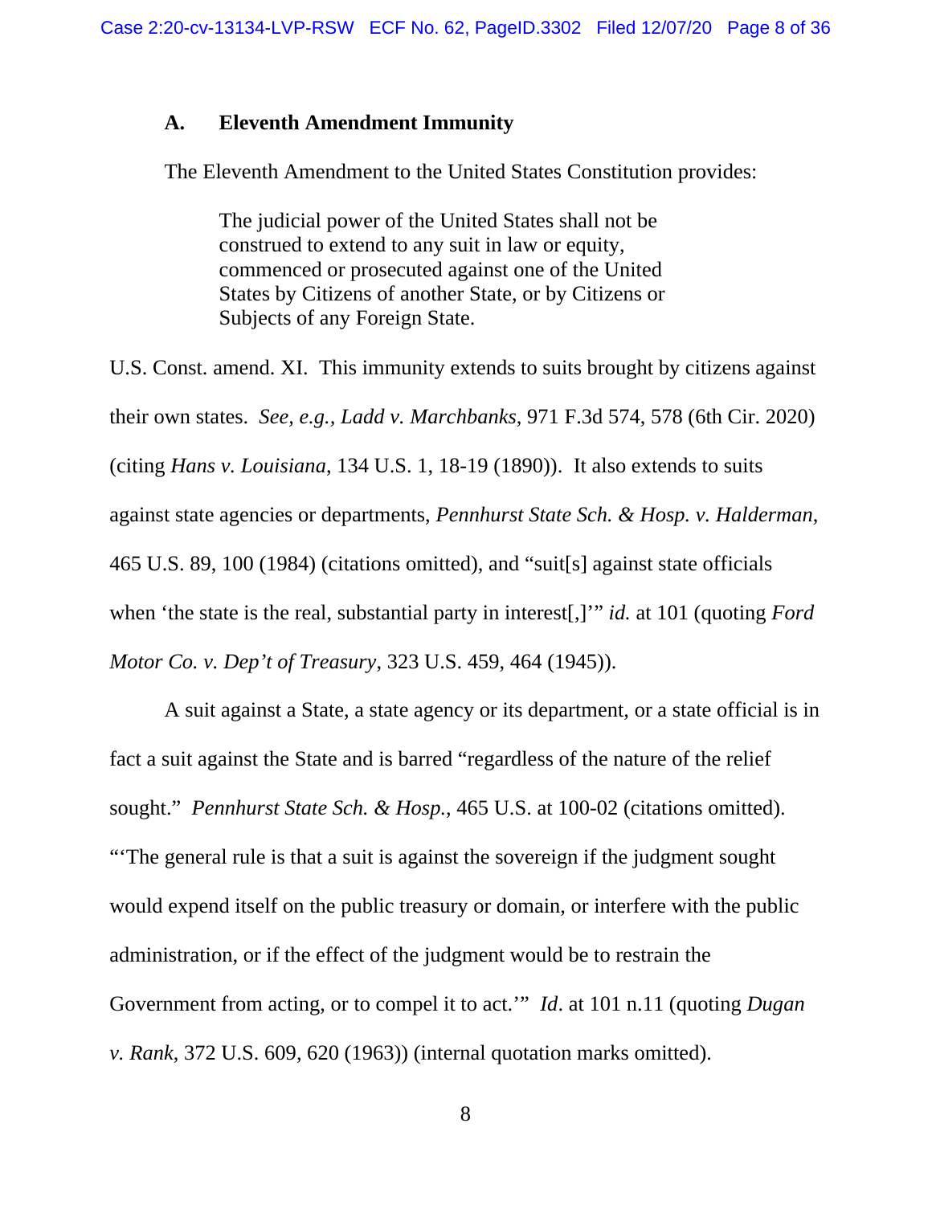### A. Eleventh Amendment Immunity

The Eleventh Amendment to the United States Constitution provides:

> The judicial power of the United States shall not be construed to extend to any suit in law or equity, commenced or prosecuted against one of the United States by Citizens of another State, or by Citizens or Subjects of any Foreign State.

U.S. Const. amend. XI. This immunity extends to suits brought by citizens against their own states. *See, e.g.*, *Ladd v. Marchbanks*, 971 F.3d 574, 578 (6th Cir. 2020) (citing *Hans v. Louisiana*, 134 U.S. 1, 18-19 (1890)). It also extends to suits against state agencies or departments, *Pennhurst State Sch. & Hosp. v. Halderman*, 465 U.S. 89, 100 (1984) (citations omitted), and "suit[s] against state officials when 'the state is the real, substantial party in interest[,]'" *id.* at 101 (quoting *Ford Motor Co. v. Dep't of Treasury*, 323 U.S. 459, 464 (1945)).

A suit against a State, a state agency or its department, or a state official is in fact a suit against the State and is barred "regardless of the nature of the relief sought." *Pennhurst State Sch. & Hosp.*, 465 U.S. at 100-02 (citations omitted). "'The general rule is that a suit is against the sovereign if the judgment sought would expend itself on the public treasury or domain, or interfere with the public administration, or if the effect of the judgment would be to restrain the Government from acting, or to compel it to act.'" *Id*. at 101 n.11 (quoting *Dugan v. Rank*, 372 U.S. 609, 620 (1963)) (internal quotation marks omitted).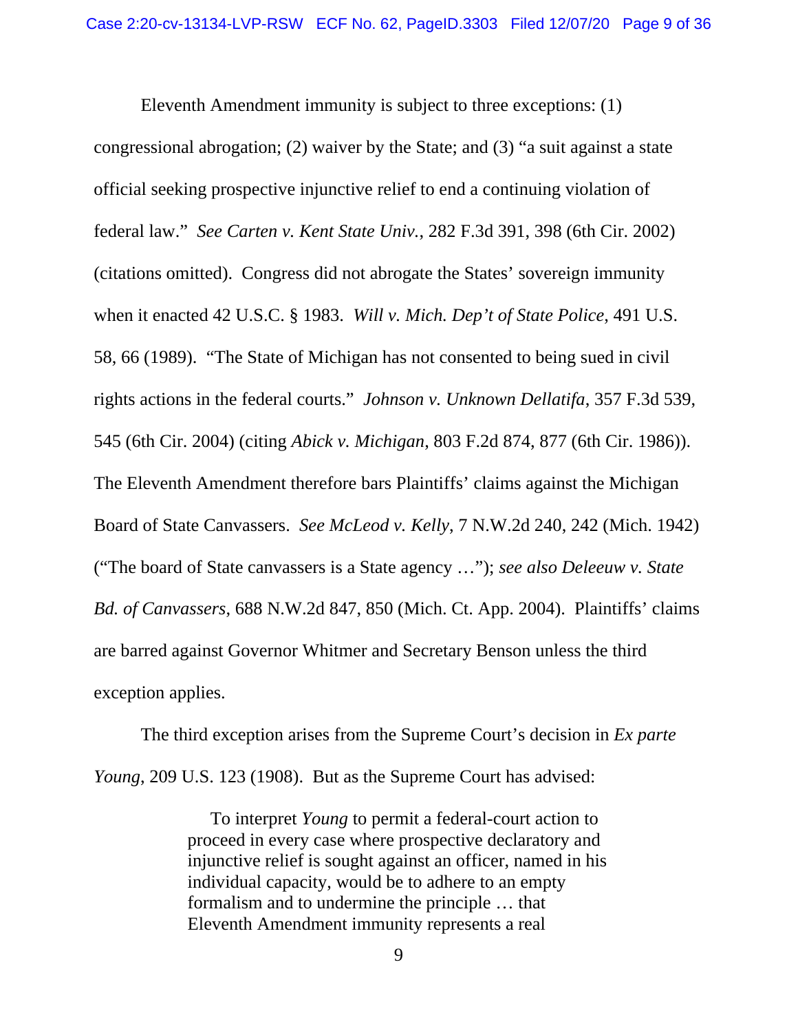Eleventh Amendment immunity is subject to three exceptions: (1) congressional abrogation; (2) waiver by the State; and (3) "a suit against a state official seeking prospective injunctive relief to end a continuing violation of federal law." *See Carten v. Kent State Univ.*, 282 F.3d 391, 398 (6th Cir. 2002) (citations omitted). Congress did not abrogate the States' sovereign immunity when it enacted 42 U.S.C. § 1983. *Will v. Mich. Dep't of State Police*, 491 U.S. 58, 66 (1989). "The State of Michigan has not consented to being sued in civil rights actions in the federal courts." *Johnson v. Unknown Dellatifa*, 357 F.3d 539, 545 (6th Cir. 2004) (citing *Abick v. Michigan*, 803 F.2d 874, 877 (6th Cir. 1986)). The Eleventh Amendment therefore bars Plaintiffs' claims against the Michigan Board of State Canvassers. *See McLeod v. Kelly*, 7 N.W.2d 240, 242 (Mich. 1942) ("The board of State canvassers is a State agency …"); *see also Deleeuw v. State Bd. of Canvassers*, 688 N.W.2d 847, 850 (Mich. Ct. App. 2004). Plaintiffs' claims are barred against Governor Whitmer and Secretary Benson unless the third exception applies.

The third exception arises from the Supreme Court's decision in *Ex parte Young*, 209 U.S. 123 (1908). But as the Supreme Court has advised:

> To interpret *Young* to permit a federal-court action to proceed in every case where prospective declaratory and injunctive relief is sought against an officer, named in his individual capacity, would be to adhere to an empty formalism and to undermine the principle … that Eleventh Amendment immunity represents a real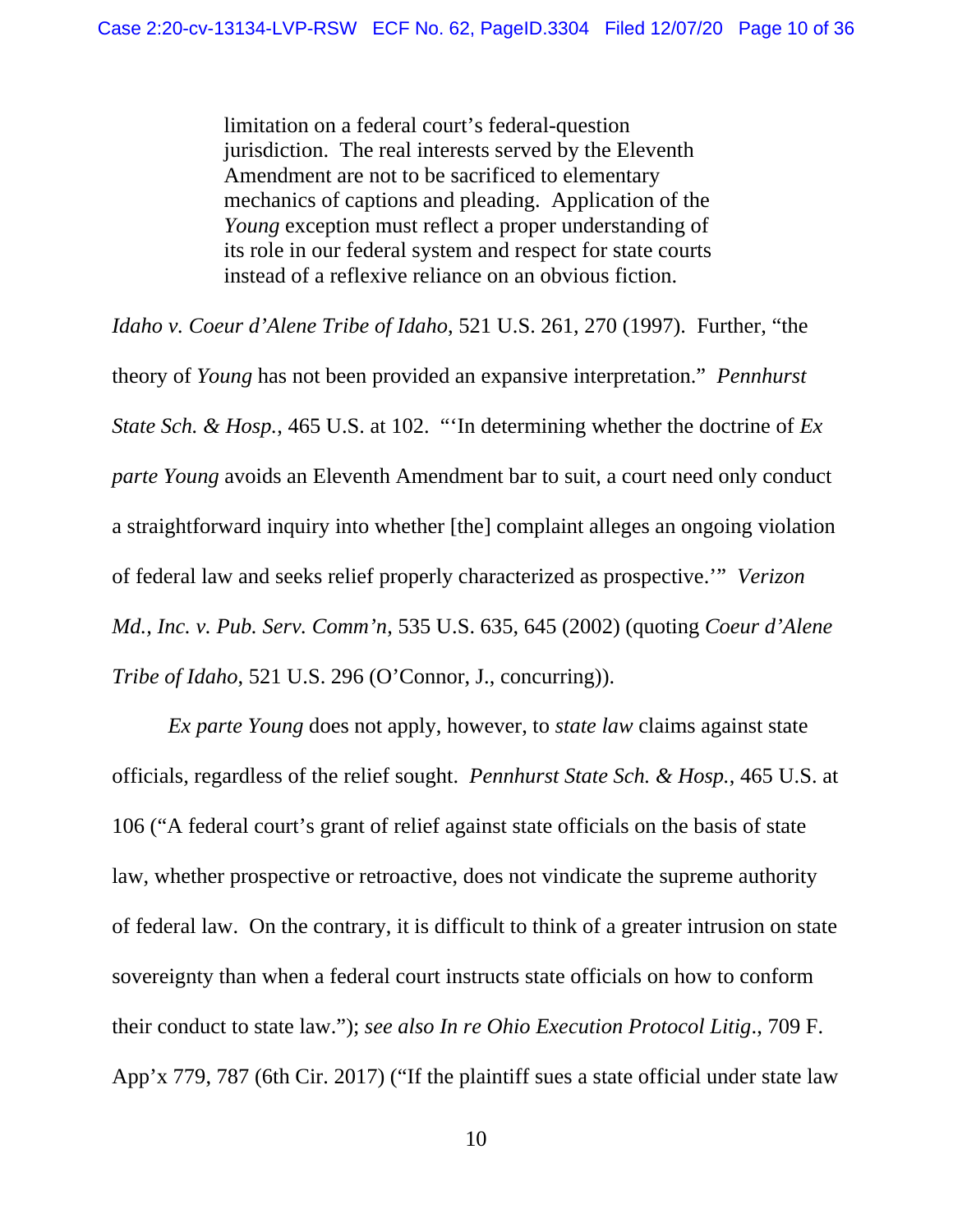> limitation on a federal court's federal-question jurisdiction. The real interests served by the Eleventh Amendment are not to be sacrificed to elementary mechanics of captions and pleading. Application of the *Young* exception must reflect a proper understanding of its role in our federal system and respect for state courts instead of a reflexive reliance on an obvious fiction.

*Idaho v. Coeur d'Alene Tribe of Idaho*, 521 U.S. 261, 270 (1997). Further, "the theory of *Young* has not been provided an expansive interpretation." *Pennhurst State Sch. & Hosp.*, 465 U.S. at 102. "'In determining whether the doctrine of *Ex parte Young* avoids an Eleventh Amendment bar to suit, a court need only conduct a straightforward inquiry into whether [the] complaint alleges an ongoing violation of federal law and seeks relief properly characterized as prospective.'" *Verizon Md., Inc. v. Pub. Serv. Comm'n*, 535 U.S. 635, 645 (2002) (quoting *Coeur d'Alene Tribe of Idaho*, 521 U.S. 296 (O'Connor, J., concurring)).

*Ex parte Young* does not apply, however, to *state law* claims against state officials, regardless of the relief sought. *Pennhurst State Sch. & Hosp.*, 465 U.S. at 106 ("A federal court's grant of relief against state officials on the basis of state law, whether prospective or retroactive, does not vindicate the supreme authority of federal law. On the contrary, it is difficult to think of a greater intrusion on state sovereignty than when a federal court instructs state officials on how to conform their conduct to state law."); *see also In re Ohio Execution Protocol Litig.*, 709 F. App'x 779, 787 (6th Cir. 2017) ("If the plaintiff sues a state official under state law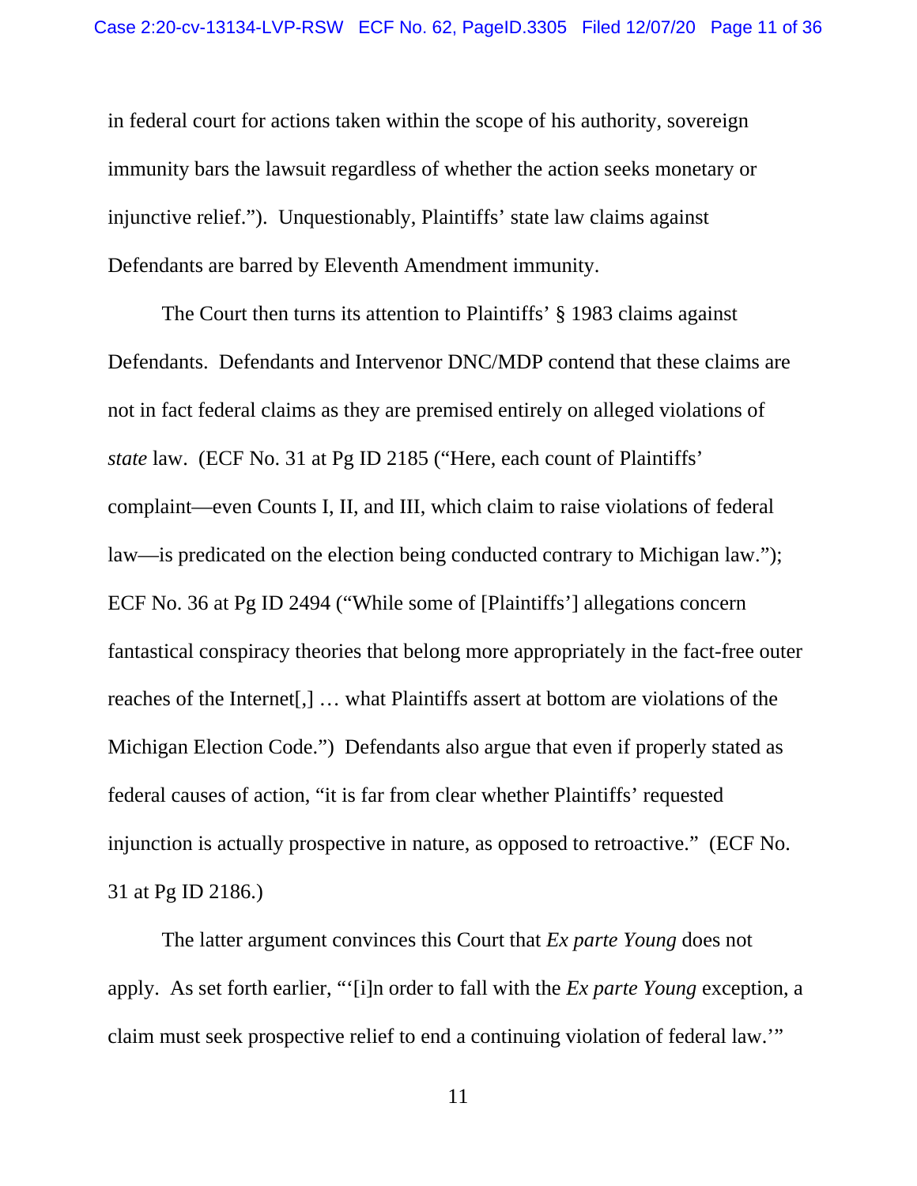in federal court for actions taken within the scope of his authority, sovereign immunity bars the lawsuit regardless of whether the action seeks monetary or injunctive relief."). Unquestionably, Plaintiffs' state law claims against Defendants are barred by Eleventh Amendment immunity.

The Court then turns its attention to Plaintiffs' § 1983 claims against Defendants. Defendants and Intervenor DNC/MDP contend that these claims are not in fact federal claims as they are premised entirely on alleged violations of *state* law. (ECF No. 31 at Pg ID 2185 ("Here, each count of Plaintiffs' complaint—even Counts I, II, and III, which claim to raise violations of federal law—is predicated on the election being conducted contrary to Michigan law."); ECF No. 36 at Pg ID 2494 ("While some of [Plaintiffs'] allegations concern fantastical conspiracy theories that belong more appropriately in the fact-free outer reaches of the Internet[,] … what Plaintiffs assert at bottom are violations of the Michigan Election Code.") Defendants also argue that even if properly stated as federal causes of action, "it is far from clear whether Plaintiffs' requested injunction is actually prospective in nature, as opposed to retroactive." (ECF No. 31 at Pg ID 2186.)

The latter argument convinces this Court that *Ex parte Young* does not apply. As set forth earlier, "'[i]n order to fall with the *Ex parte Young* exception, a claim must seek prospective relief to end a continuing violation of federal law.'"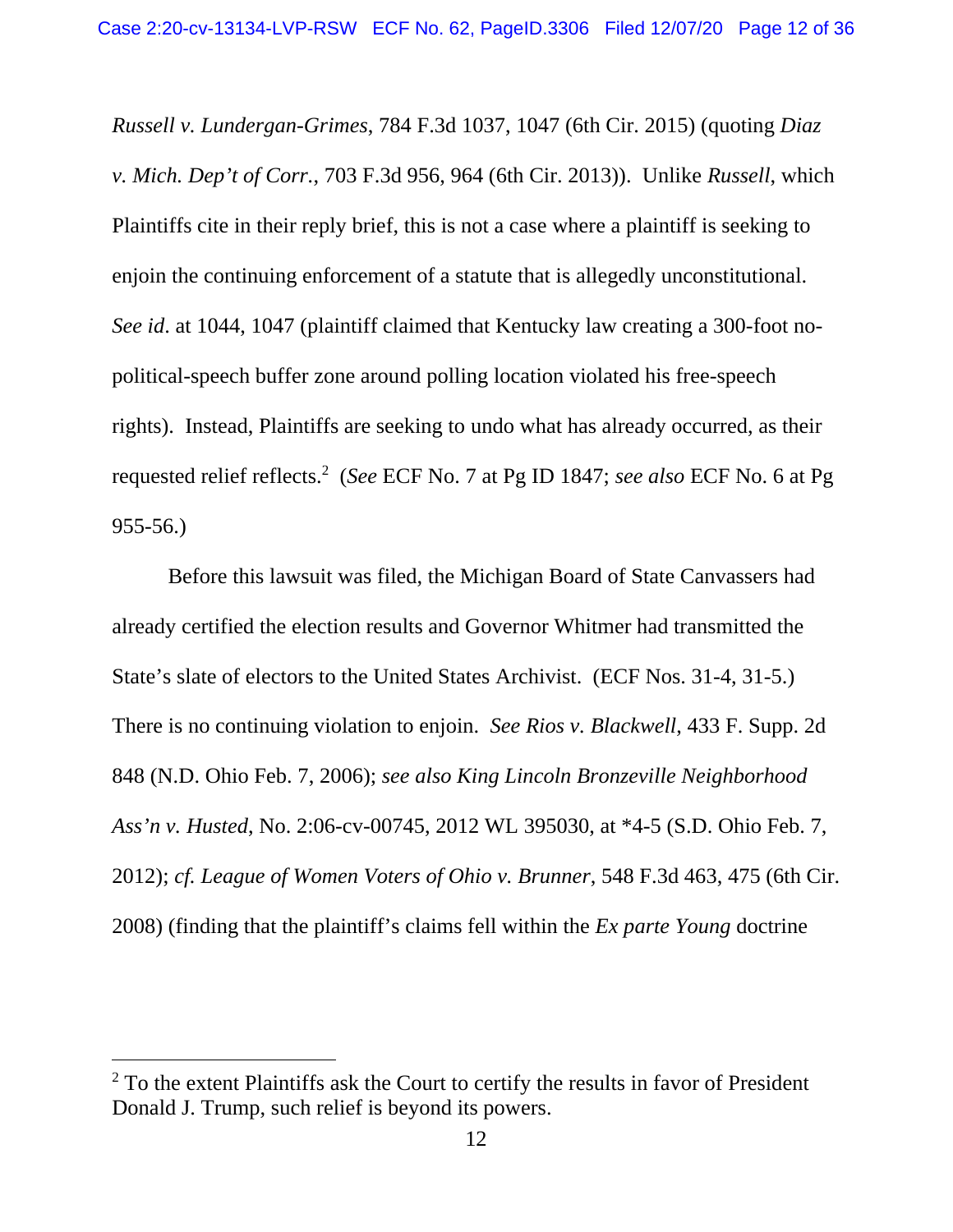*Russell v. Lundergan-Grimes*, 784 F.3d 1037, 1047 (6th Cir. 2015) (quoting *Diaz v. Mich. Dep't of Corr.*, 703 F.3d 956, 964 (6th Cir. 2013)). Unlike *Russell*, which Plaintiffs cite in their reply brief, this is not a case where a plaintiff is seeking to enjoin the continuing enforcement of a statute that is allegedly unconstitutional. *See id*. at 1044, 1047 (plaintiff claimed that Kentucky law creating a 300-foot no-political-speech buffer zone around polling location violated his free-speech rights). Instead, Plaintiffs are seeking to undo what has already occurred, as their requested relief reflects.[2] (*See* ECF No. 7 at Pg ID 1847; *see also* ECF No. 6 at Pg 955-56.)

Before this lawsuit was filed, the Michigan Board of State Canvassers had already certified the election results and Governor Whitmer had transmitted the State's slate of electors to the United States Archivist. (ECF Nos. 31-4, 31-5.) There is no continuing violation to enjoin. *See Rios v. Blackwell*, 433 F. Supp. 2d 848 (N.D. Ohio Feb. 7, 2006); *see also King Lincoln Bronzeville Neighborhood Ass'n v. Husted*, No. 2:06-cv-00745, 2012 WL 395030, at *4-5 (S.D. Ohio Feb. 7, 2012); *cf. League of Women Voters of Ohio v. Brunner*, 548 F.3d 463, 475 (6th Cir. 2008) (finding that the plaintiff's claims fell within the *Ex parte Young* doctrine

[2] To the extent Plaintiffs ask the Court to certify the results in favor of President Donald J. Trump, such relief is beyond its powers.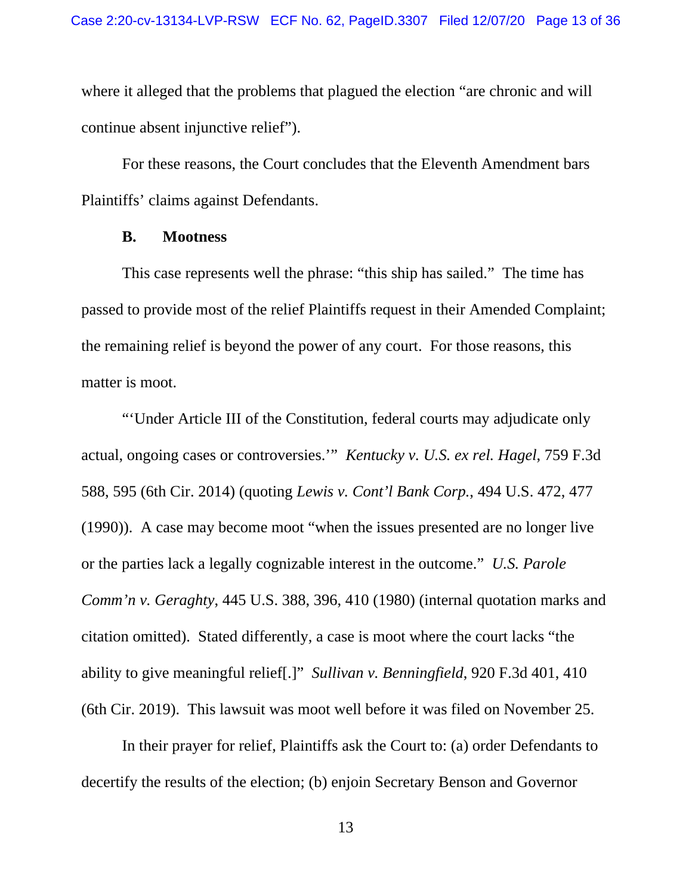where it alleged that the problems that plagued the election "are chronic and will continue absent injunctive relief").

For these reasons, the Court concludes that the Eleventh Amendment bars Plaintiffs' claims against Defendants.

### B. Mootness

This case represents well the phrase: "this ship has sailed." The time has passed to provide most of the relief Plaintiffs request in their Amended Complaint; the remaining relief is beyond the power of any court. For those reasons, this matter is moot.

"'Under Article III of the Constitution, federal courts may adjudicate only actual, ongoing cases or controversies.'" *Kentucky v. U.S. ex rel. Hagel*, 759 F.3d 588, 595 (6th Cir. 2014) (quoting *Lewis v. Cont'l Bank Corp.*, 494 U.S. 472, 477 (1990)). A case may become moot "when the issues presented are no longer live or the parties lack a legally cognizable interest in the outcome." *U.S. Parole Comm'n v. Geraghty*, 445 U.S. 388, 396, 410 (1980) (internal quotation marks and citation omitted). Stated differently, a case is moot where the court lacks "the ability to give meaningful relief[.]" *Sullivan v. Benningfield*, 920 F.3d 401, 410 (6th Cir. 2019). This lawsuit was moot well before it was filed on November 25.

In their prayer for relief, Plaintiffs ask the Court to: (a) order Defendants to decertify the results of the election; (b) enjoin Secretary Benson and Governor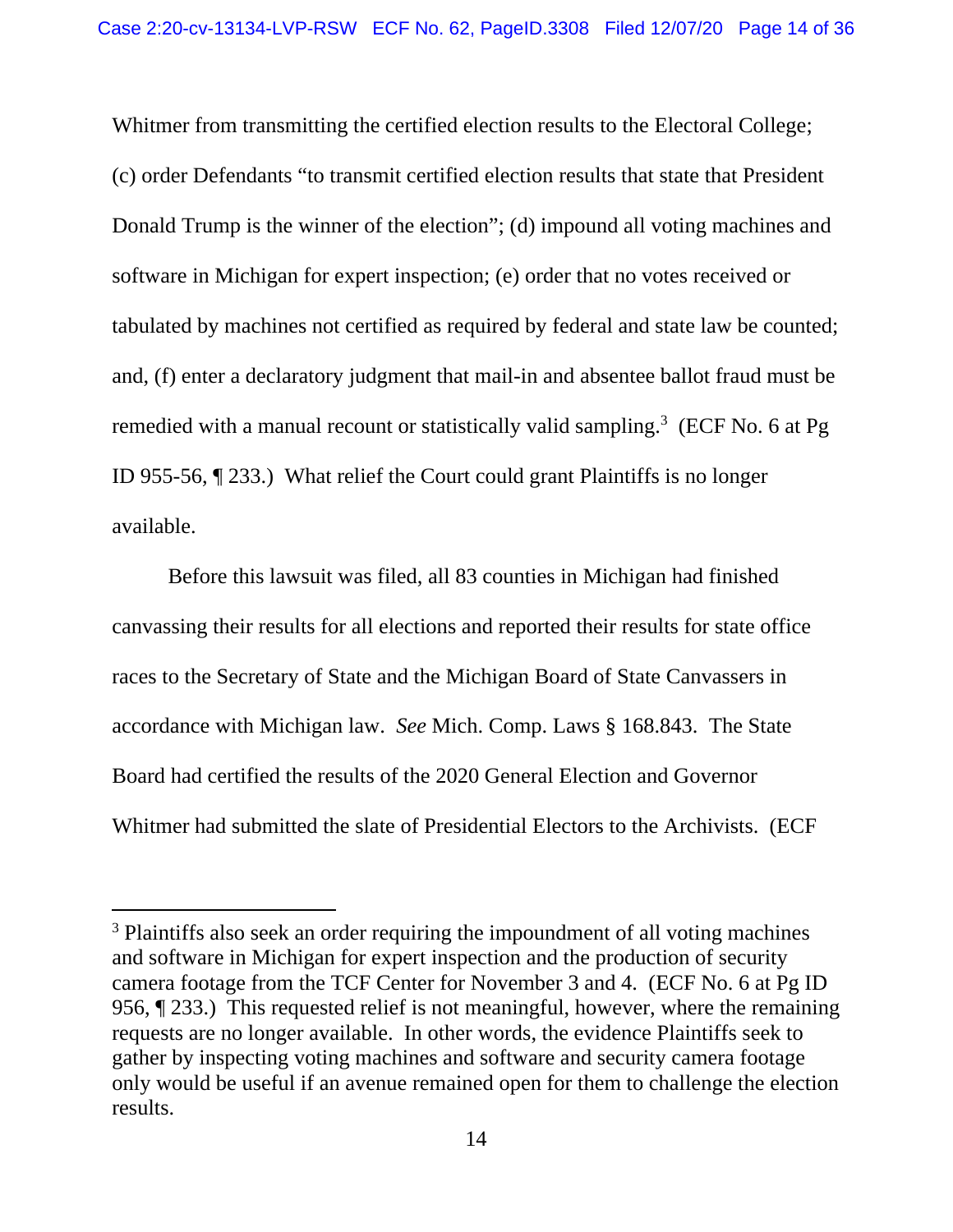Whitmer from transmitting the certified election results to the Electoral College; (c) order Defendants "to transmit certified election results that state that President Donald Trump is the winner of the election"; (d) impound all voting machines and software in Michigan for expert inspection; (e) order that no votes received or tabulated by machines not certified as required by federal and state law be counted; and, (f) enter a declaratory judgment that mail-in and absentee ballot fraud must be remedied with a manual recount or statistically valid sampling.[3] (ECF No. 6 at Pg ID 955-56, ¶ 233.) What relief the Court could grant Plaintiffs is no longer available.

Before this lawsuit was filed, all 83 counties in Michigan had finished canvassing their results for all elections and reported their results for state office races to the Secretary of State and the Michigan Board of State Canvassers in accordance with Michigan law. *See* Mich. Comp. Laws § 168.843. The State Board had certified the results of the 2020 General Election and Governor Whitmer had submitted the slate of Presidential Electors to the Archivists. (ECF

---

[3] Plaintiffs also seek an order requiring the impoundment of all voting machines and software in Michigan for expert inspection and the production of security camera footage from the TCF Center for November 3 and 4. (ECF No. 6 at Pg ID 956, ¶ 233.) This requested relief is not meaningful, however, where the remaining requests are no longer available. In other words, the evidence Plaintiffs seek to gather by inspecting voting machines and software and security camera footage only would be useful if an avenue remained open for them to challenge the election results.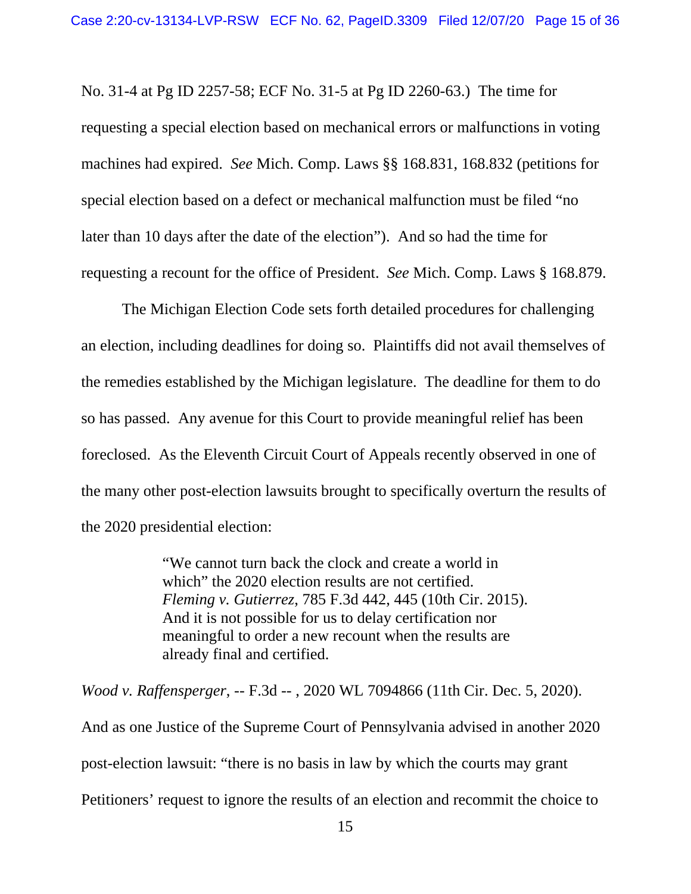No. 31-4 at Pg ID 2257-58; ECF No. 31-5 at Pg ID 2260-63.) The time for requesting a special election based on mechanical errors or malfunctions in voting machines had expired. *See* Mich. Comp. Laws §§ 168.831, 168.832 (petitions for special election based on a defect or mechanical malfunction must be filed "no later than 10 days after the date of the election"). And so had the time for requesting a recount for the office of President. *See* Mich. Comp. Laws § 168.879.

The Michigan Election Code sets forth detailed procedures for challenging an election, including deadlines for doing so. Plaintiffs did not avail themselves of the remedies established by the Michigan legislature. The deadline for them to do so has passed. Any avenue for this Court to provide meaningful relief has been foreclosed. As the Eleventh Circuit Court of Appeals recently observed in one of the many other post-election lawsuits brought to specifically overturn the results of the 2020 presidential election:

> "We cannot turn back the clock and create a world in which" the 2020 election results are not certified. *Fleming v. Gutierrez*, 785 F.3d 442, 445 (10th Cir. 2015). And it is not possible for us to delay certification nor meaningful to order a new recount when the results are already final and certified.

*Wood v. Raffensperger*, -- F.3d -- , 2020 WL 7094866 (11th Cir. Dec. 5, 2020). And as one Justice of the Supreme Court of Pennsylvania advised in another 2020 post-election lawsuit: "there is no basis in law by which the courts may grant Petitioners' request to ignore the results of an election and recommit the choice to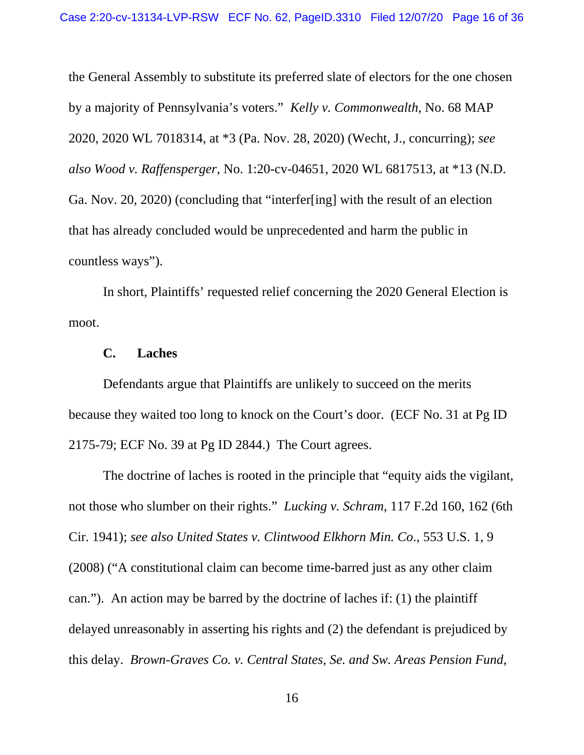the General Assembly to substitute its preferred slate of electors for the one chosen by a majority of Pennsylvania's voters." *Kelly v. Commonwealth*, No. 68 MAP 2020, 2020 WL 7018314, at *3 (Pa. Nov. 28, 2020) (Wecht, J., concurring); *see also Wood v. Raffensperger*, No. 1:20-cv-04651, 2020 WL 6817513, at *13 (N.D. Ga. Nov. 20, 2020) (concluding that "interfer[ing] with the result of an election that has already concluded would be unprecedented and harm the public in countless ways").

In short, Plaintiffs' requested relief concerning the 2020 General Election is moot.

### C. Laches

Defendants argue that Plaintiffs are unlikely to succeed on the merits because they waited too long to knock on the Court's door. (ECF No. 31 at Pg ID 2175-79; ECF No. 39 at Pg ID 2844.) The Court agrees.

The doctrine of laches is rooted in the principle that "equity aids the vigilant, not those who slumber on their rights." *Lucking v. Schram*, 117 F.2d 160, 162 (6th Cir. 1941); *see also United States v. Clintwood Elkhorn Min. Co.*, 553 U.S. 1, 9 (2008) ("A constitutional claim can become time-barred just as any other claim can."). An action may be barred by the doctrine of laches if: (1) the plaintiff delayed unreasonably in asserting his rights and (2) the defendant is prejudiced by this delay. *Brown-Graves Co. v. Central States, Se. and Sw. Areas Pension Fund*,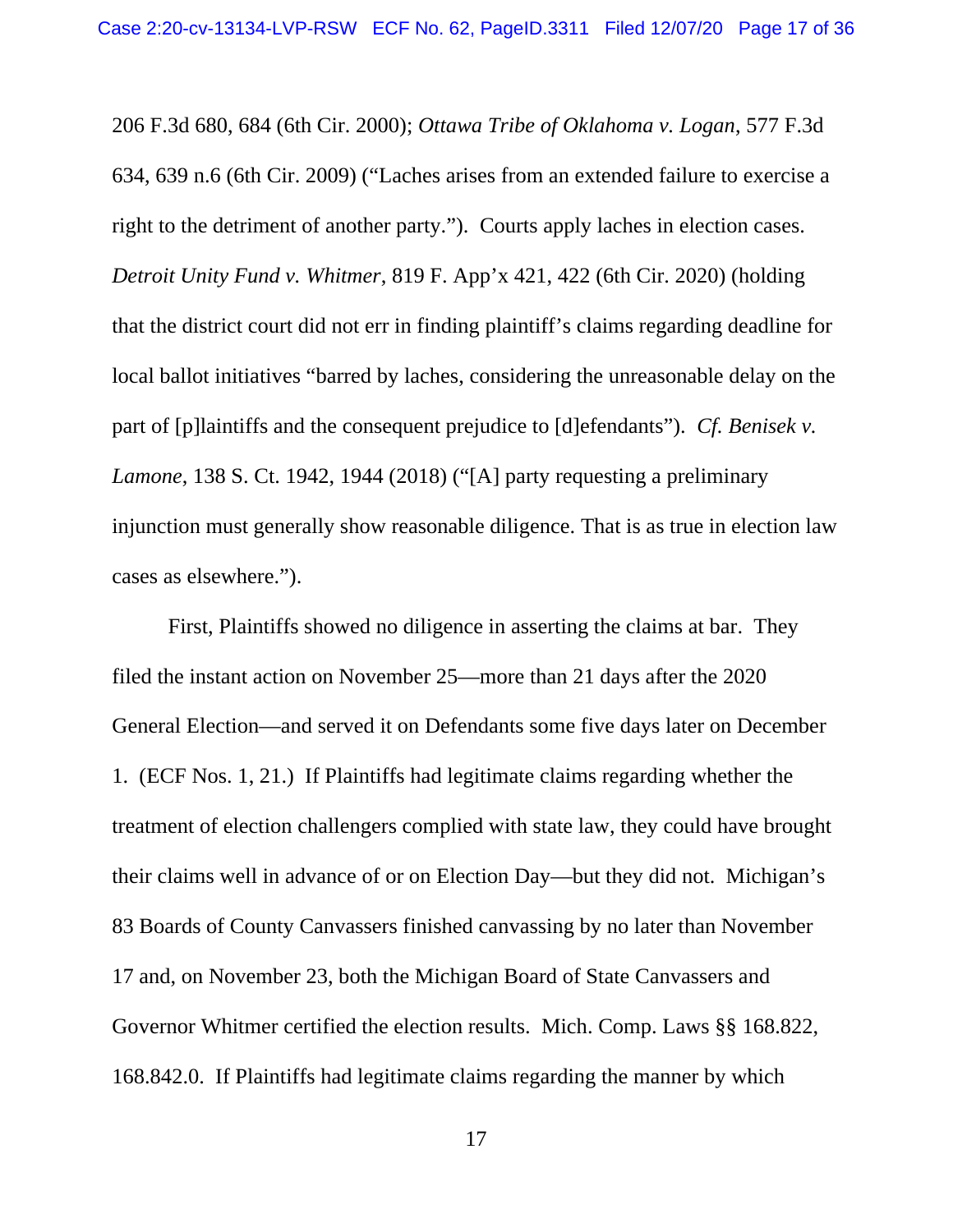206 F.3d 680, 684 (6th Cir. 2000); *Ottawa Tribe of Oklahoma v. Logan*, 577 F.3d 634, 639 n.6 (6th Cir. 2009) ("Laches arises from an extended failure to exercise a right to the detriment of another party."). Courts apply laches in election cases. *Detroit Unity Fund v. Whitmer*, 819 F. App'x 421, 422 (6th Cir. 2020) (holding that the district court did not err in finding plaintiff's claims regarding deadline for local ballot initiatives "barred by laches, considering the unreasonable delay on the part of [p]laintiffs and the consequent prejudice to [d]efendants"). *Cf. Benisek v. Lamone*, 138 S. Ct. 1942, 1944 (2018) ("[A] party requesting a preliminary injunction must generally show reasonable diligence. That is as true in election law cases as elsewhere.").

First, Plaintiffs showed no diligence in asserting the claims at bar. They filed the instant action on November 25—more than 21 days after the 2020 General Election—and served it on Defendants some five days later on December 1. (ECF Nos. 1, 21.) If Plaintiffs had legitimate claims regarding whether the treatment of election challengers complied with state law, they could have brought their claims well in advance of or on Election Day—but they did not. Michigan's 83 Boards of County Canvassers finished canvassing by no later than November 17 and, on November 23, both the Michigan Board of State Canvassers and Governor Whitmer certified the election results. Mich. Comp. Laws §§ 168.822, 168.842.0. If Plaintiffs had legitimate claims regarding the manner by which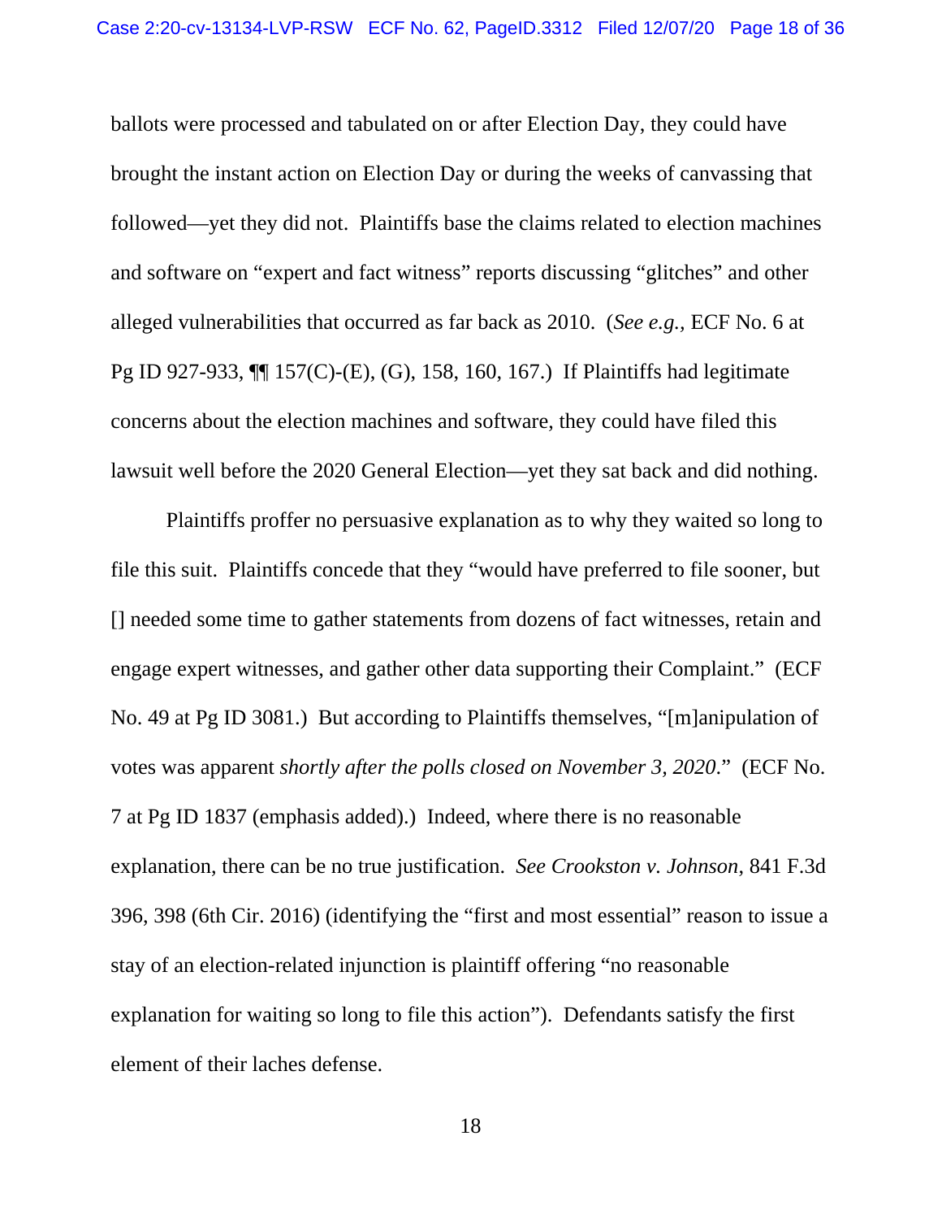ballots were processed and tabulated on or after Election Day, they could have brought the instant action on Election Day or during the weeks of canvassing that followed—yet they did not. Plaintiffs base the claims related to election machines and software on "expert and fact witness" reports discussing "glitches" and other alleged vulnerabilities that occurred as far back as 2010. (*See e.g.*, ECF No. 6 at Pg ID 927-933, ¶¶ 157(C)-(E), (G), 158, 160, 167.) If Plaintiffs had legitimate concerns about the election machines and software, they could have filed this lawsuit well before the 2020 General Election—yet they sat back and did nothing.

Plaintiffs proffer no persuasive explanation as to why they waited so long to file this suit. Plaintiffs concede that they "would have preferred to file sooner, but [] needed some time to gather statements from dozens of fact witnesses, retain and engage expert witnesses, and gather other data supporting their Complaint." (ECF No. 49 at Pg ID 3081.) But according to Plaintiffs themselves, "[m]anipulation of votes was apparent *shortly after the polls closed on November 3, 2020*." (ECF No. 7 at Pg ID 1837 (emphasis added).) Indeed, where there is no reasonable explanation, there can be no true justification. *See Crookston v. Johnson*, 841 F.3d 396, 398 (6th Cir. 2016) (identifying the "first and most essential" reason to issue a stay of an election-related injunction is plaintiff offering "no reasonable explanation for waiting so long to file this action"). Defendants satisfy the first element of their laches defense.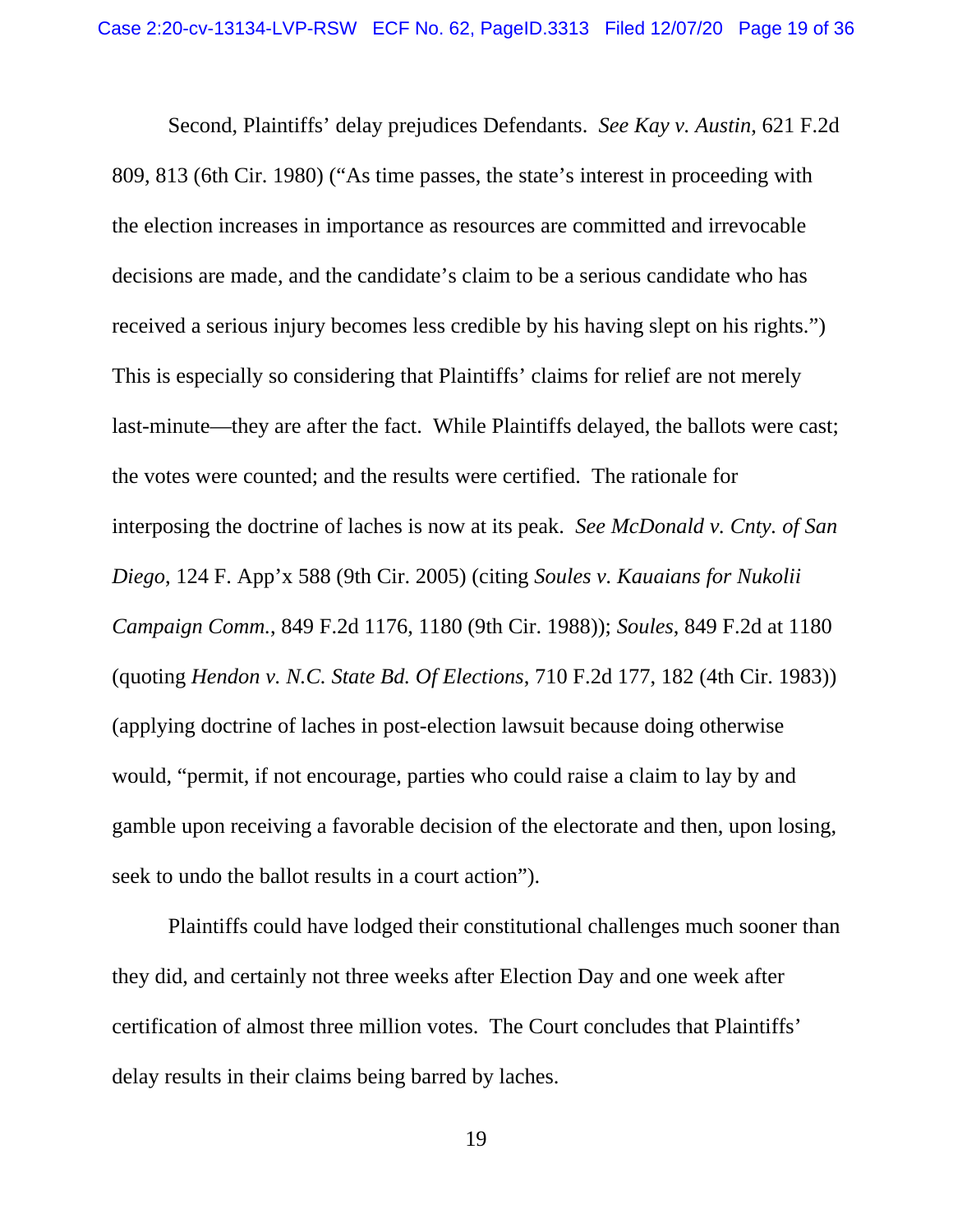Second, Plaintiffs' delay prejudices Defendants. *See Kay v. Austin*, 621 F.2d 809, 813 (6th Cir. 1980) ("As time passes, the state's interest in proceeding with the election increases in importance as resources are committed and irrevocable decisions are made, and the candidate's claim to be a serious candidate who has received a serious injury becomes less credible by his having slept on his rights.") This is especially so considering that Plaintiffs' claims for relief are not merely last-minute—they are after the fact. While Plaintiffs delayed, the ballots were cast; the votes were counted; and the results were certified. The rationale for interposing the doctrine of laches is now at its peak. *See McDonald v. Cnty. of San Diego*, 124 F. App'x 588 (9th Cir. 2005) (citing *Soules v. Kauaians for Nukolii Campaign Comm.*, 849 F.2d 1176, 1180 (9th Cir. 1988)); *Soules*, 849 F.2d at 1180 (quoting *Hendon v. N.C. State Bd. Of Elections*, 710 F.2d 177, 182 (4th Cir. 1983)) (applying doctrine of laches in post-election lawsuit because doing otherwise would, "permit, if not encourage, parties who could raise a claim to lay by and gamble upon receiving a favorable decision of the electorate and then, upon losing, seek to undo the ballot results in a court action").

Plaintiffs could have lodged their constitutional challenges much sooner than they did, and certainly not three weeks after Election Day and one week after certification of almost three million votes. The Court concludes that Plaintiffs' delay results in their claims being barred by laches.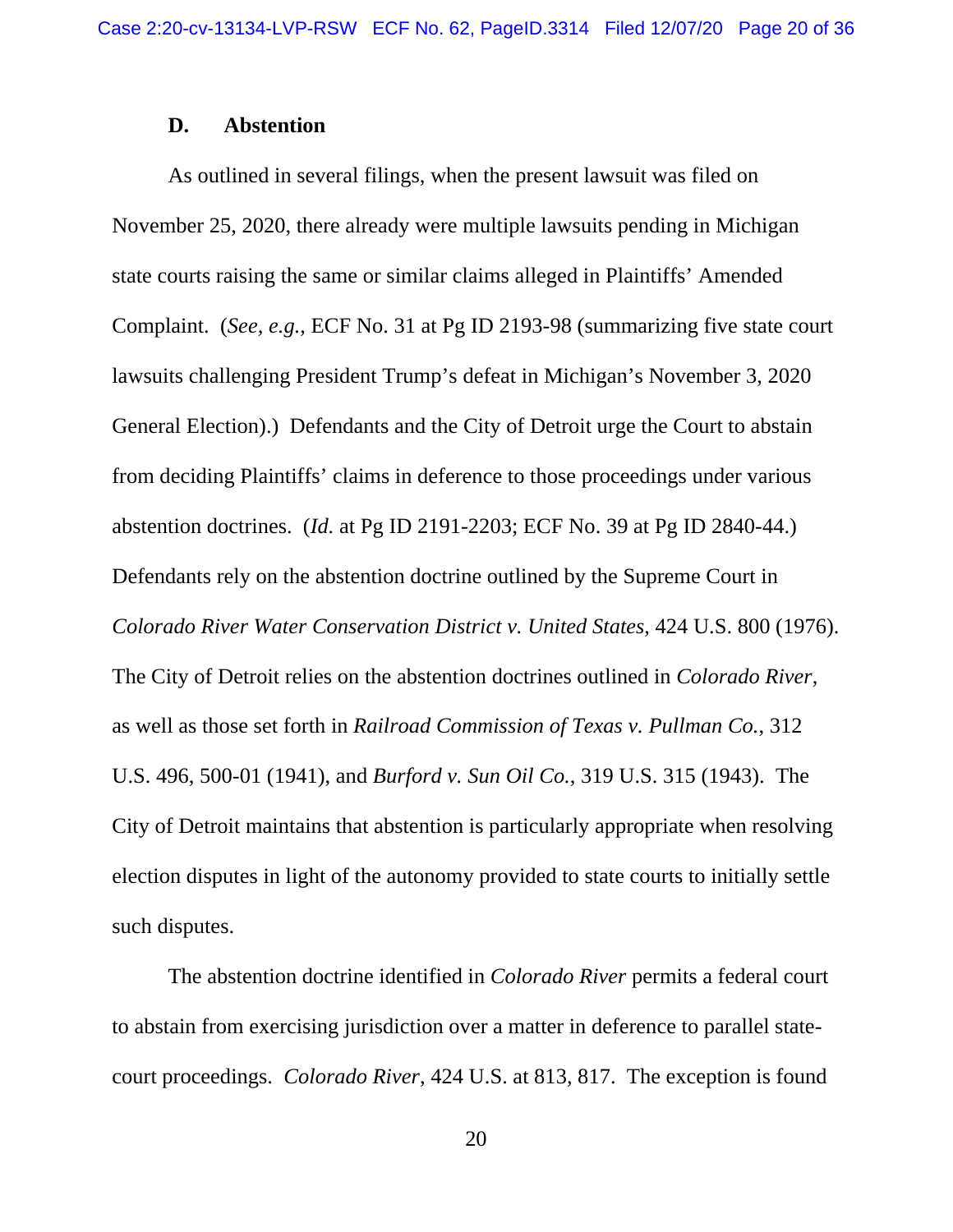### D. Abstention

As outlined in several filings, when the present lawsuit was filed on November 25, 2020, there already were multiple lawsuits pending in Michigan state courts raising the same or similar claims alleged in Plaintiffs' Amended Complaint. (*See, e.g.*, ECF No. 31 at Pg ID 2193-98 (summarizing five state court lawsuits challenging President Trump's defeat in Michigan's November 3, 2020 General Election).) Defendants and the City of Detroit urge the Court to abstain from deciding Plaintiffs' claims in deference to those proceedings under various abstention doctrines. (*Id.* at Pg ID 2191-2203; ECF No. 39 at Pg ID 2840-44.) Defendants rely on the abstention doctrine outlined by the Supreme Court in *Colorado River Water Conservation District v. United States*, 424 U.S. 800 (1976). The City of Detroit relies on the abstention doctrines outlined in *Colorado River*, as well as those set forth in *Railroad Commission of Texas v. Pullman Co.*, 312 U.S. 496, 500-01 (1941), and *Burford v. Sun Oil Co.*, 319 U.S. 315 (1943). The City of Detroit maintains that abstention is particularly appropriate when resolving election disputes in light of the autonomy provided to state courts to initially settle such disputes.

The abstention doctrine identified in *Colorado River* permits a federal court to abstain from exercising jurisdiction over a matter in deference to parallel state-court proceedings. *Colorado River*, 424 U.S. at 813, 817. The exception is found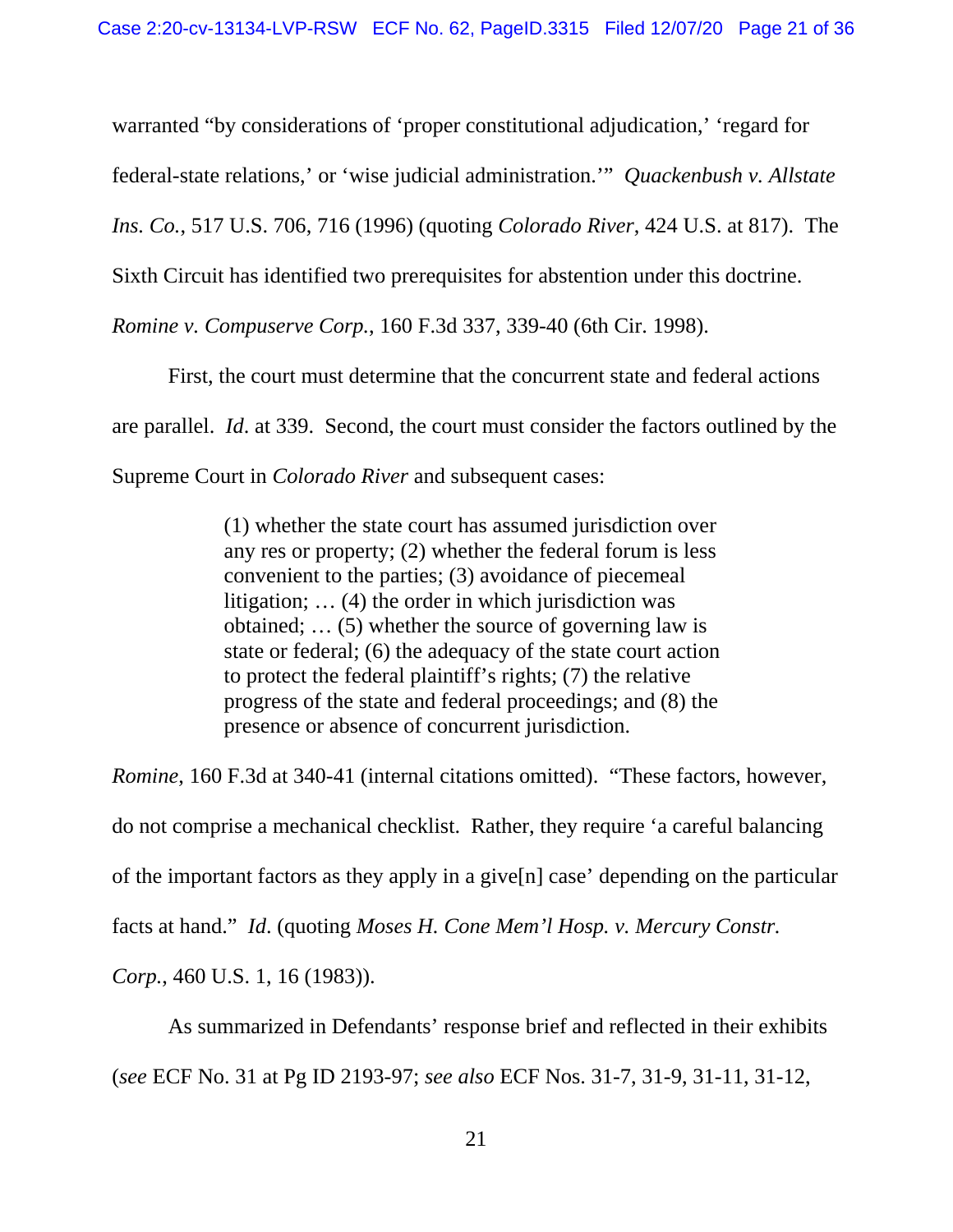warranted "by considerations of 'proper constitutional adjudication,' 'regard for federal-state relations,' or 'wise judicial administration.'" *Quackenbush v. Allstate Ins. Co.*, 517 U.S. 706, 716 (1996) (quoting *Colorado River*, 424 U.S. at 817). The Sixth Circuit has identified two prerequisites for abstention under this doctrine. *Romine v. Compuserve Corp.*, 160 F.3d 337, 339-40 (6th Cir. 1998).

First, the court must determine that the concurrent state and federal actions are parallel. *Id*. at 339. Second, the court must consider the factors outlined by the Supreme Court in *Colorado River* and subsequent cases:

> (1) whether the state court has assumed jurisdiction over any res or property; (2) whether the federal forum is less convenient to the parties; (3) avoidance of piecemeal litigation; … (4) the order in which jurisdiction was obtained; … (5) whether the source of governing law is state or federal; (6) the adequacy of the state court action to protect the federal plaintiff's rights; (7) the relative progress of the state and federal proceedings; and (8) the presence or absence of concurrent jurisdiction.

*Romine*, 160 F.3d at 340-41 (internal citations omitted). "These factors, however, do not comprise a mechanical checklist. Rather, they require 'a careful balancing of the important factors as they apply in a give[n] case' depending on the particular facts at hand." *Id*. (quoting *Moses H. Cone Mem'l Hosp. v. Mercury Constr. Corp.*, 460 U.S. 1, 16 (1983)).

As summarized in Defendants' response brief and reflected in their exhibits (*see* ECF No. 31 at Pg ID 2193-97; *see also* ECF Nos. 31-7, 31-9, 31-11, 31-12,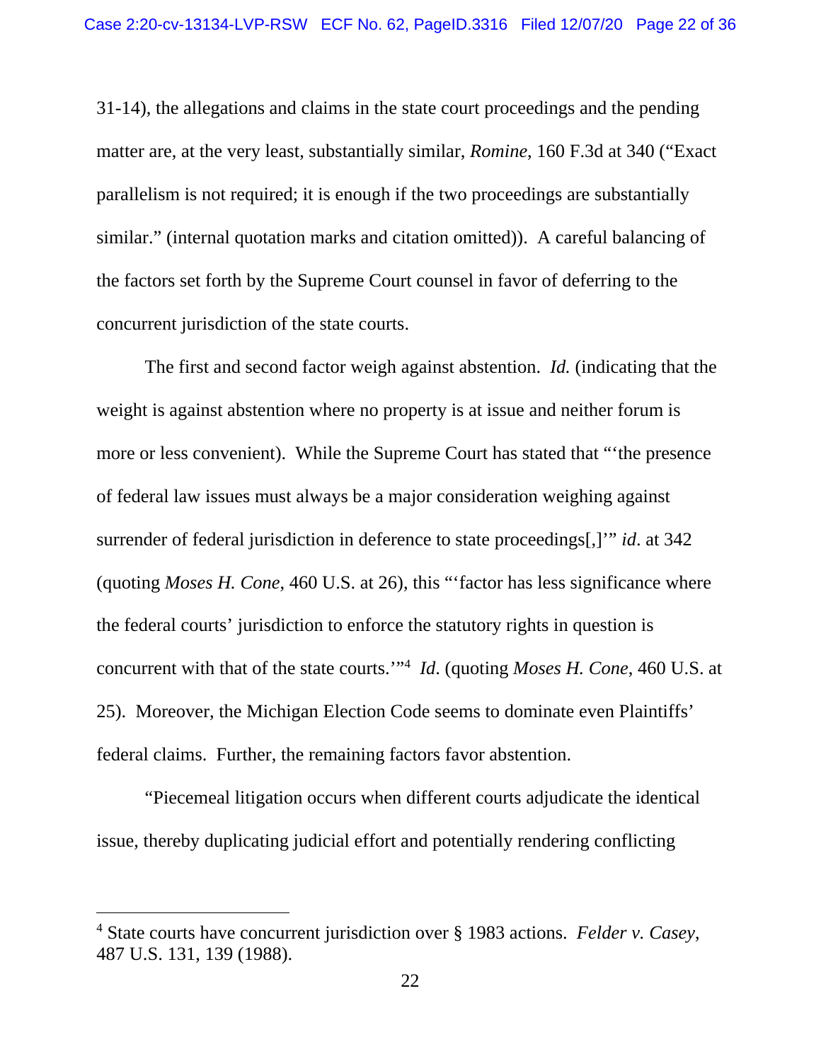31-14), the allegations and claims in the state court proceedings and the pending matter are, at the very least, substantially similar, *Romine*, 160 F.3d at 340 ("Exact parallelism is not required; it is enough if the two proceedings are substantially similar." (internal quotation marks and citation omitted)). A careful balancing of the factors set forth by the Supreme Court counsel in favor of deferring to the concurrent jurisdiction of the state courts.

The first and second factor weigh against abstention. *Id.* (indicating that the weight is against abstention where no property is at issue and neither forum is more or less convenient). While the Supreme Court has stated that "'the presence of federal law issues must always be a major consideration weighing against surrender of federal jurisdiction in deference to state proceedings[,]'" *id*. at 342 (quoting *Moses H. Cone*, 460 U.S. at 26), this "'factor has less significance where the federal courts' jurisdiction to enforce the statutory rights in question is concurrent with that of the state courts.'"[4] *Id*. (quoting *Moses H. Cone*, 460 U.S. at 25). Moreover, the Michigan Election Code seems to dominate even Plaintiffs' federal claims. Further, the remaining factors favor abstention.

"Piecemeal litigation occurs when different courts adjudicate the identical issue, thereby duplicating judicial effort and potentially rendering conflicting

---

[4] State courts have concurrent jurisdiction over § 1983 actions. *Felder v. Casey*, 487 U.S. 131, 139 (1988).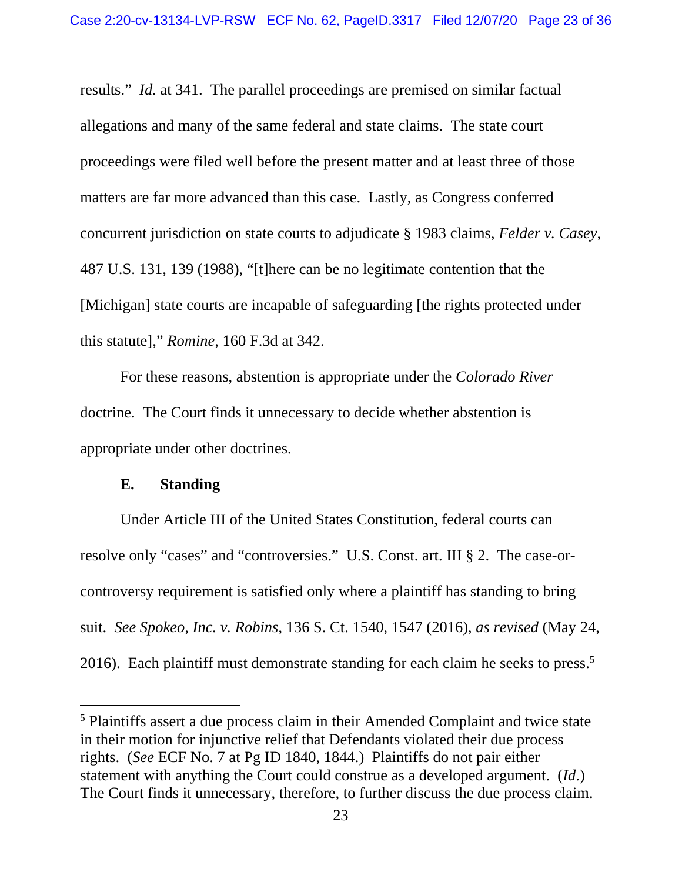results." *Id.* at 341. The parallel proceedings are premised on similar factual allegations and many of the same federal and state claims. The state court proceedings were filed well before the present matter and at least three of those matters are far more advanced than this case. Lastly, as Congress conferred concurrent jurisdiction on state courts to adjudicate § 1983 claims, *Felder v. Casey*, 487 U.S. 131, 139 (1988), "[t]here can be no legitimate contention that the [Michigan] state courts are incapable of safeguarding [the rights protected under this statute]," *Romine*, 160 F.3d at 342.

For these reasons, abstention is appropriate under the *Colorado River* doctrine. The Court finds it unnecessary to decide whether abstention is appropriate under other doctrines.

**E. Standing**

Under Article III of the United States Constitution, federal courts can resolve only "cases" and "controversies." U.S. Const. art. III § 2. The case-or-controversy requirement is satisfied only where a plaintiff has standing to bring suit. *See Spokeo, Inc. v. Robins*, 136 S. Ct. 1540, 1547 (2016), *as revised* (May 24, 2016). Each plaintiff must demonstrate standing for each claim he seeks to press.[5]

---

[5] Plaintiffs assert a due process claim in their Amended Complaint and twice state in their motion for injunctive relief that Defendants violated their due process rights. (*See* ECF No. 7 at Pg ID 1840, 1844.) Plaintiffs do not pair either statement with anything the Court could construe as a developed argument. (*Id*.) The Court finds it unnecessary, therefore, to further discuss the due process claim.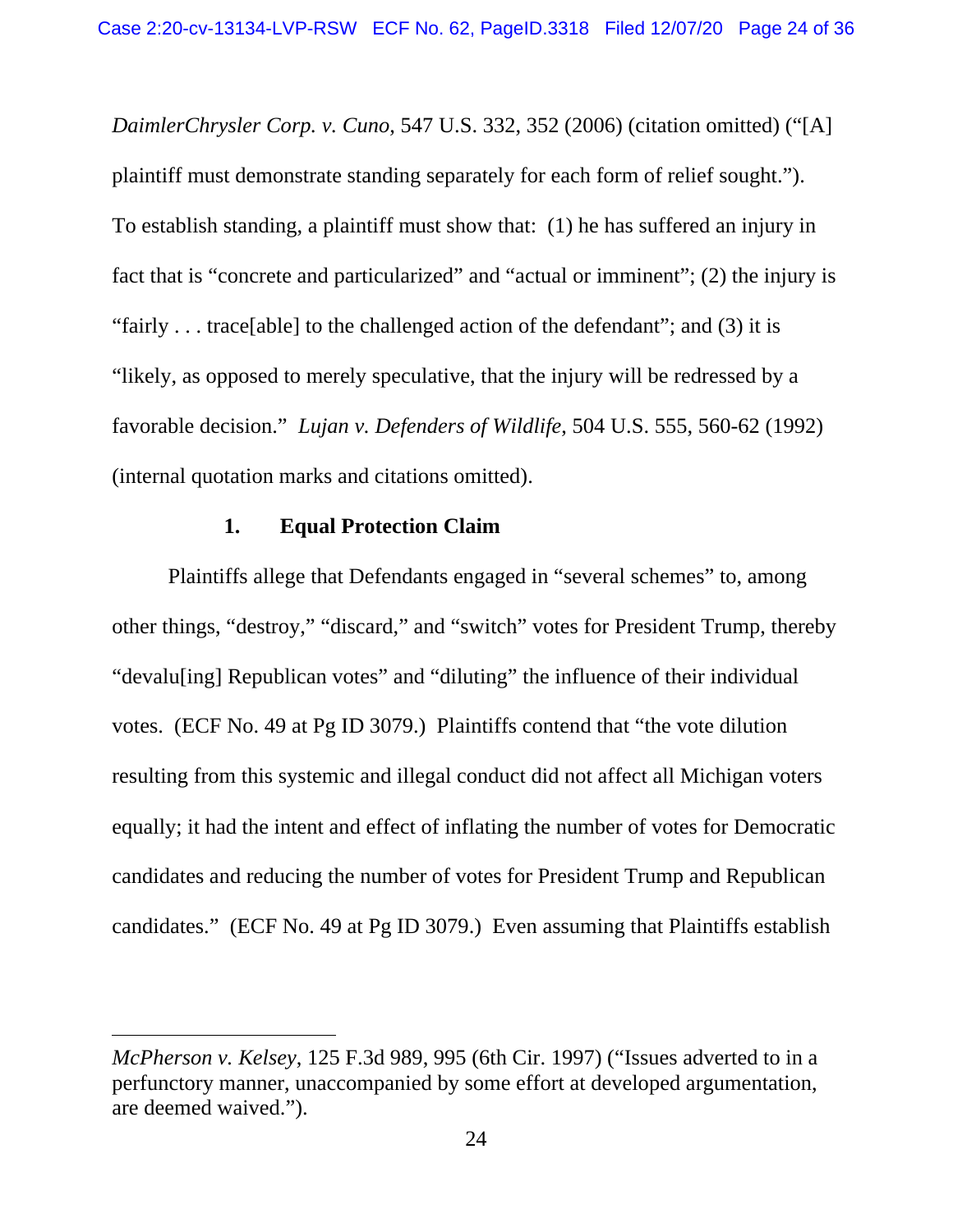*DaimlerChrysler Corp. v. Cuno*, 547 U.S. 332, 352 (2006) (citation omitted) ("[A] plaintiff must demonstrate standing separately for each form of relief sought."). To establish standing, a plaintiff must show that: (1) he has suffered an injury in fact that is "concrete and particularized" and "actual or imminent"; (2) the injury is "fairly . . . trace[able] to the challenged action of the defendant"; and (3) it is "likely, as opposed to merely speculative, that the injury will be redressed by a favorable decision." *Lujan v. Defenders of Wildlife*, 504 U.S. 555, 560-62 (1992) (internal quotation marks and citations omitted).

### 1. Equal Protection Claim

Plaintiffs allege that Defendants engaged in "several schemes" to, among other things, "destroy," "discard," and "switch" votes for President Trump, thereby "devalu[ing] Republican votes" and "diluting" the influence of their individual votes. (ECF No. 49 at Pg ID 3079.) Plaintiffs contend that "the vote dilution resulting from this systemic and illegal conduct did not affect all Michigan voters equally; it had the intent and effect of inflating the number of votes for Democratic candidates and reducing the number of votes for President Trump and Republican candidates." (ECF No. 49 at Pg ID 3079.) Even assuming that Plaintiffs establish

---

*McPherson v. Kelsey*, 125 F.3d 989, 995 (6th Cir. 1997) ("Issues adverted to in a perfunctory manner, unaccompanied by some effort at developed argumentation, are deemed waived.").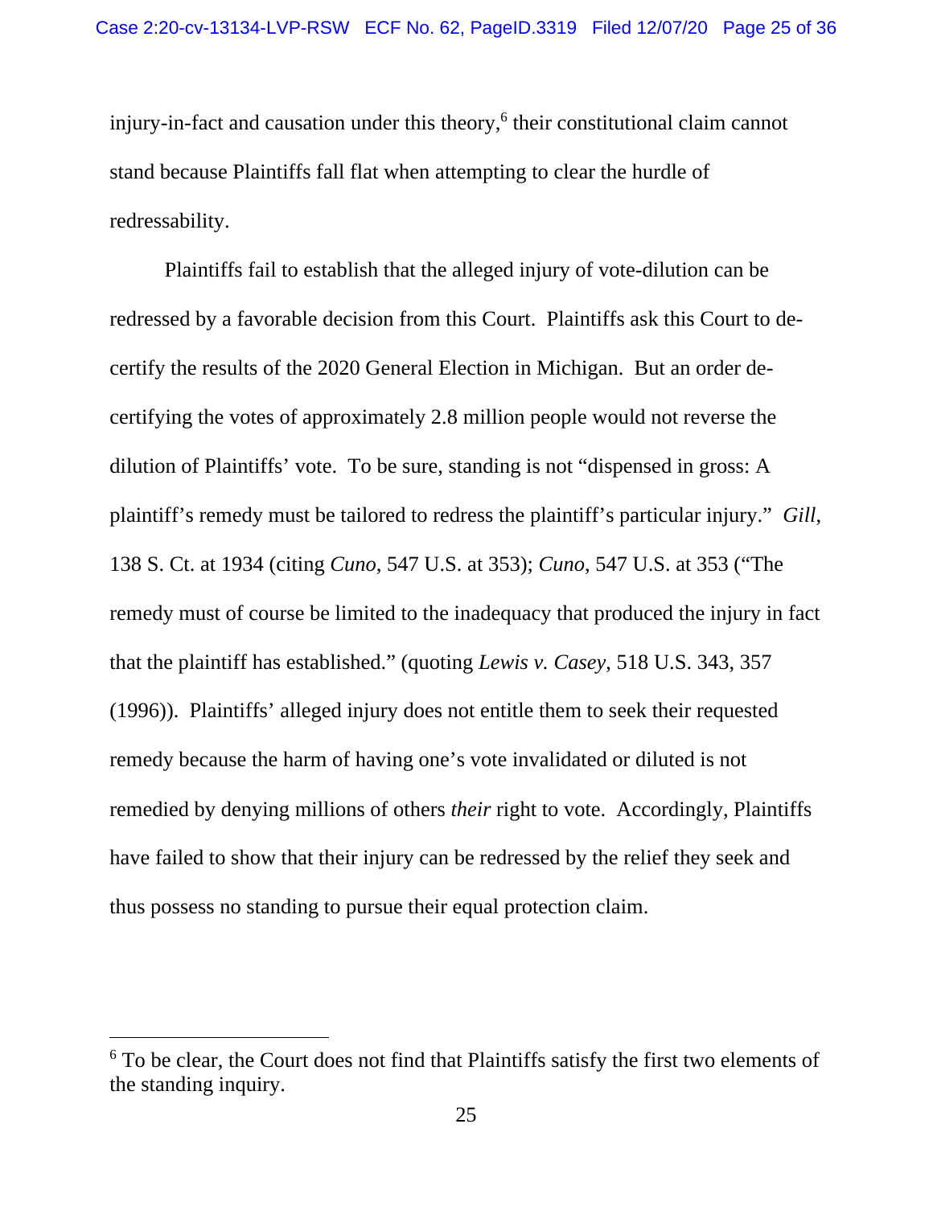injury-in-fact and causation under this theory,[6] their constitutional claim cannot stand because Plaintiffs fall flat when attempting to clear the hurdle of redressability.

Plaintiffs fail to establish that the alleged injury of vote-dilution can be redressed by a favorable decision from this Court. Plaintiffs ask this Court to de-certify the results of the 2020 General Election in Michigan. But an order de-certifying the votes of approximately 2.8 million people would not reverse the dilution of Plaintiffs' vote. To be sure, standing is not "dispensed in gross: A plaintiff's remedy must be tailored to redress the plaintiff's particular injury." *Gill*, 138 S. Ct. at 1934 (citing *Cuno*, 547 U.S. at 353); *Cuno*, 547 U.S. at 353 ("The remedy must of course be limited to the inadequacy that produced the injury in fact that the plaintiff has established." (quoting *Lewis v. Casey*, 518 U.S. 343, 357 (1996)). Plaintiffs' alleged injury does not entitle them to seek their requested remedy because the harm of having one's vote invalidated or diluted is not remedied by denying millions of others *their* right to vote. Accordingly, Plaintiffs have failed to show that their injury can be redressed by the relief they seek and thus possess no standing to pursue their equal protection claim.

---

[6] To be clear, the Court does not find that Plaintiffs satisfy the first two elements of the standing inquiry.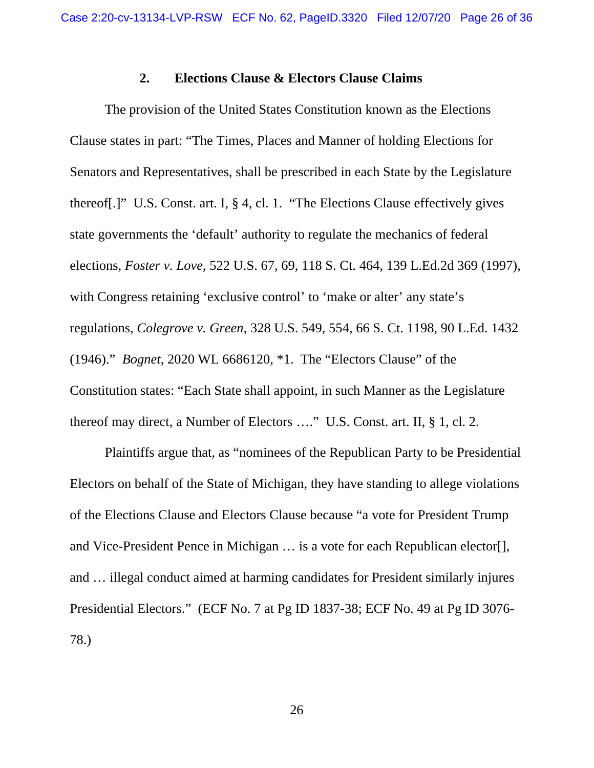### 2. Elections Clause & Electors Clause Claims

The provision of the United States Constitution known as the Elections Clause states in part: "The Times, Places and Manner of holding Elections for Senators and Representatives, shall be prescribed in each State by the Legislature thereof[.]" U.S. Const. art. I, § 4, cl. 1. "The Elections Clause effectively gives state governments the 'default' authority to regulate the mechanics of federal elections, *Foster v. Love*, 522 U.S. 67, 69, 118 S. Ct. 464, 139 L.Ed.2d 369 (1997), with Congress retaining 'exclusive control' to 'make or alter' any state's regulations, *Colegrove v. Green*, 328 U.S. 549, 554, 66 S. Ct. 1198, 90 L.Ed. 1432 (1946)." *Bognet*, 2020 WL 6686120, *1. The "Electors Clause" of the Constitution states: "Each State shall appoint, in such Manner as the Legislature thereof may direct, a Number of Electors …." U.S. Const. art. II, § 1, cl. 2.

Plaintiffs argue that, as "nominees of the Republican Party to be Presidential Electors on behalf of the State of Michigan, they have standing to allege violations of the Elections Clause and Electors Clause because "a vote for President Trump and Vice-President Pence in Michigan … is a vote for each Republican elector[], and … illegal conduct aimed at harming candidates for President similarly injures Presidential Electors." (ECF No. 7 at Pg ID 1837-38; ECF No. 49 at Pg ID 3076-78.)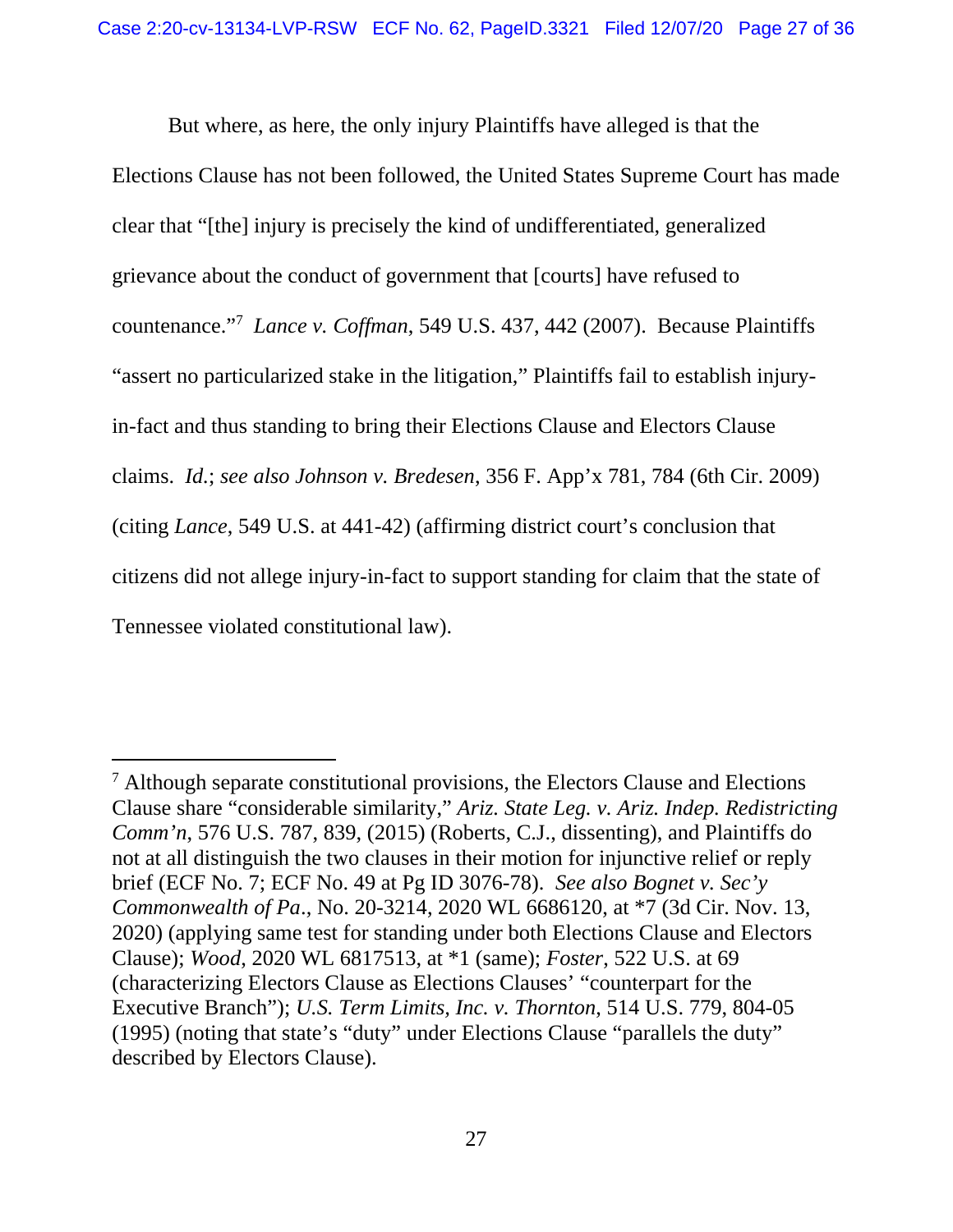But where, as here, the only injury Plaintiffs have alleged is that the Elections Clause has not been followed, the United States Supreme Court has made clear that "[the] injury is precisely the kind of undifferentiated, generalized grievance about the conduct of government that [courts] have refused to countenance."[7] *Lance v. Coffman*, 549 U.S. 437, 442 (2007). Because Plaintiffs "assert no particularized stake in the litigation," Plaintiffs fail to establish injury-in-fact and thus standing to bring their Elections Clause and Electors Clause claims. *Id.*; *see also Johnson v. Bredesen*, 356 F. App'x 781, 784 (6th Cir. 2009) (citing *Lance*, 549 U.S. at 441-42) (affirming district court's conclusion that citizens did not allege injury-in-fact to support standing for claim that the state of Tennessee violated constitutional law).

---

[7] Although separate constitutional provisions, the Electors Clause and Elections Clause share "considerable similarity," *Ariz. State Leg. v. Ariz. Indep. Redistricting Comm'n*, 576 U.S. 787, 839, (2015) (Roberts, C.J., dissenting), and Plaintiffs do not at all distinguish the two clauses in their motion for injunctive relief or reply brief (ECF No. 7; ECF No. 49 at Pg ID 3076-78). *See also Bognet v. Sec'y Commonwealth of Pa.*, No. 20-3214, 2020 WL 6686120, at *7 (3d Cir. Nov. 13, 2020) (applying same test for standing under both Elections Clause and Electors Clause); *Wood*, 2020 WL 6817513, at *1 (same); *Foster*, 522 U.S. at 69 (characterizing Electors Clause as Elections Clauses' "counterpart for the Executive Branch"); *U.S. Term Limits, Inc. v. Thornton*, 514 U.S. 779, 804-05 (1995) (noting that state's "duty" under Elections Clause "parallels the duty" described by Electors Clause).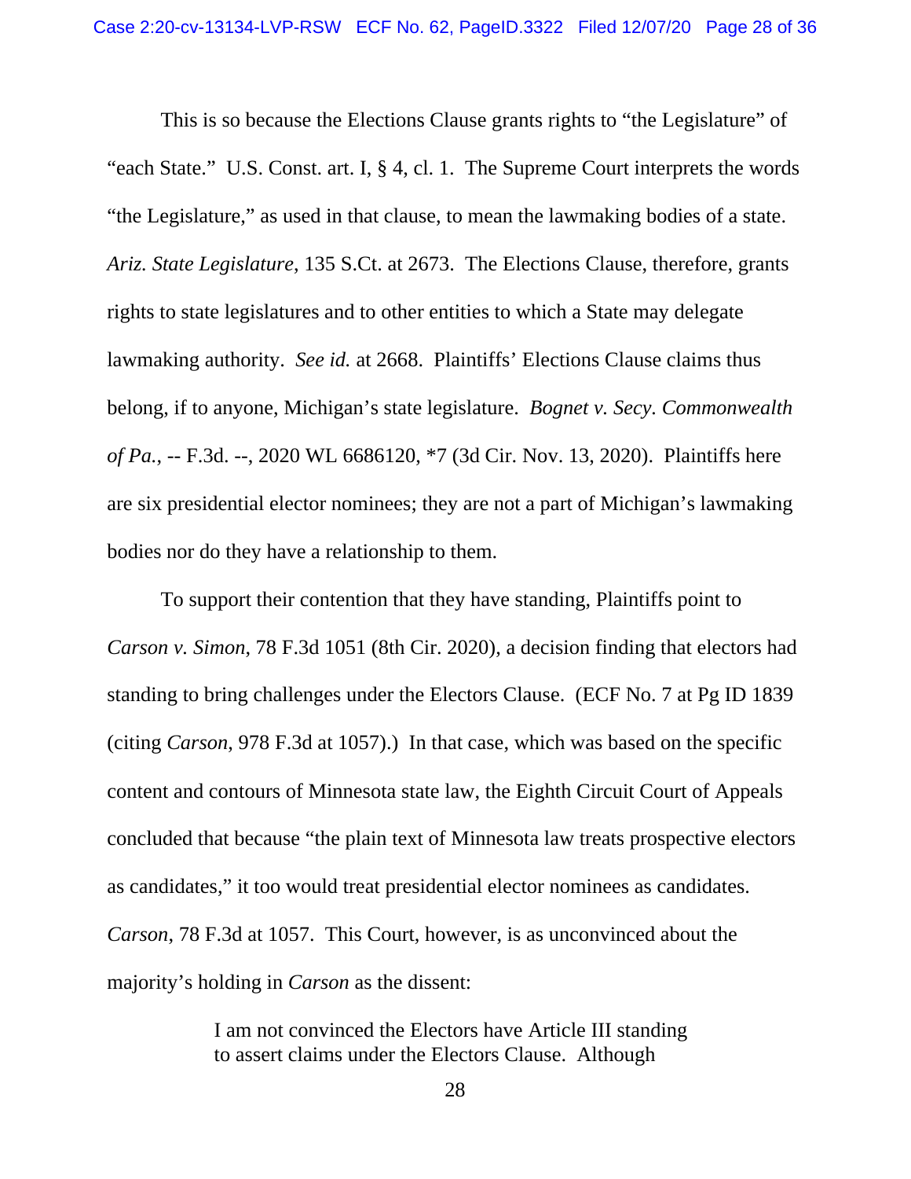This is so because the Elections Clause grants rights to "the Legislature" of "each State." U.S. Const. art. I, § 4, cl. 1. The Supreme Court interprets the words "the Legislature," as used in that clause, to mean the lawmaking bodies of a state. *Ariz. State Legislature*, 135 S.Ct. at 2673. The Elections Clause, therefore, grants rights to state legislatures and to other entities to which a State may delegate lawmaking authority. *See id.* at 2668. Plaintiffs' Elections Clause claims thus belong, if to anyone, Michigan's state legislature. *Bognet v. Secy. Commonwealth of Pa.*, -- F.3d. --, 2020 WL 6686120, *7 (3d Cir. Nov. 13, 2020). Plaintiffs here are six presidential elector nominees; they are not a part of Michigan's lawmaking bodies nor do they have a relationship to them.

To support their contention that they have standing, Plaintiffs point to *Carson v. Simon*, 78 F.3d 1051 (8th Cir. 2020), a decision finding that electors had standing to bring challenges under the Electors Clause. (ECF No. 7 at Pg ID 1839 (citing *Carson*, 978 F.3d at 1057).) In that case, which was based on the specific content and contours of Minnesota state law, the Eighth Circuit Court of Appeals concluded that because "the plain text of Minnesota law treats prospective electors as candidates," it too would treat presidential elector nominees as candidates. *Carson*, 78 F.3d at 1057. This Court, however, is as unconvinced about the majority's holding in *Carson* as the dissent:

> I am not convinced the Electors have Article III standing to assert claims under the Electors Clause. Although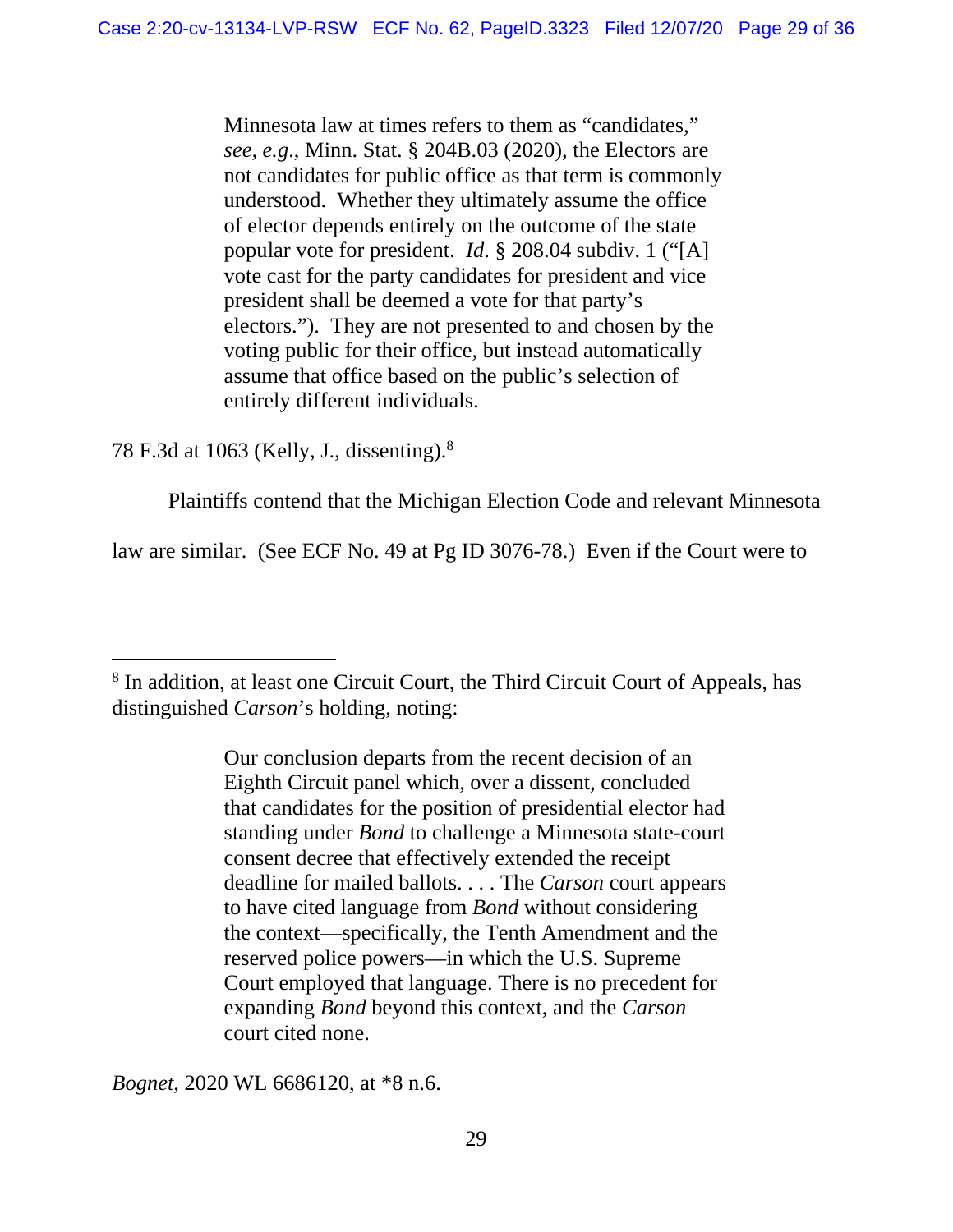> Minnesota law at times refers to them as "candidates," *see, e.g.*, Minn. Stat. § 204B.03 (2020), the Electors are not candidates for public office as that term is commonly understood. Whether they ultimately assume the office of elector depends entirely on the outcome of the state popular vote for president. *Id*. § 208.04 subdiv. 1 ("[A] vote cast for the party candidates for president and vice president shall be deemed a vote for that party's electors."). They are not presented to and chosen by the voting public for their office, but instead automatically assume that office based on the public's selection of entirely different individuals.

78 F.3d at 1063 (Kelly, J., dissenting).[8]

Plaintiffs contend that the Michigan Election Code and relevant Minnesota law are similar. (See ECF No. 49 at Pg ID 3076-78.) Even if the Court were to

---

[8] In addition, at least one Circuit Court, the Third Circuit Court of Appeals, has distinguished *Carson*'s holding, noting:

> Our conclusion departs from the recent decision of an Eighth Circuit panel which, over a dissent, concluded that candidates for the position of presidential elector had standing under *Bond* to challenge a Minnesota state-court consent decree that effectively extended the receipt deadline for mailed ballots. . . . The *Carson* court appears to have cited language from *Bond* without considering the context—specifically, the Tenth Amendment and the reserved police powers—in which the U.S. Supreme Court employed that language. There is no precedent for expanding *Bond* beyond this context, and the *Carson* court cited none.

*Bognet*, 2020 WL 6686120, at *8 n.6.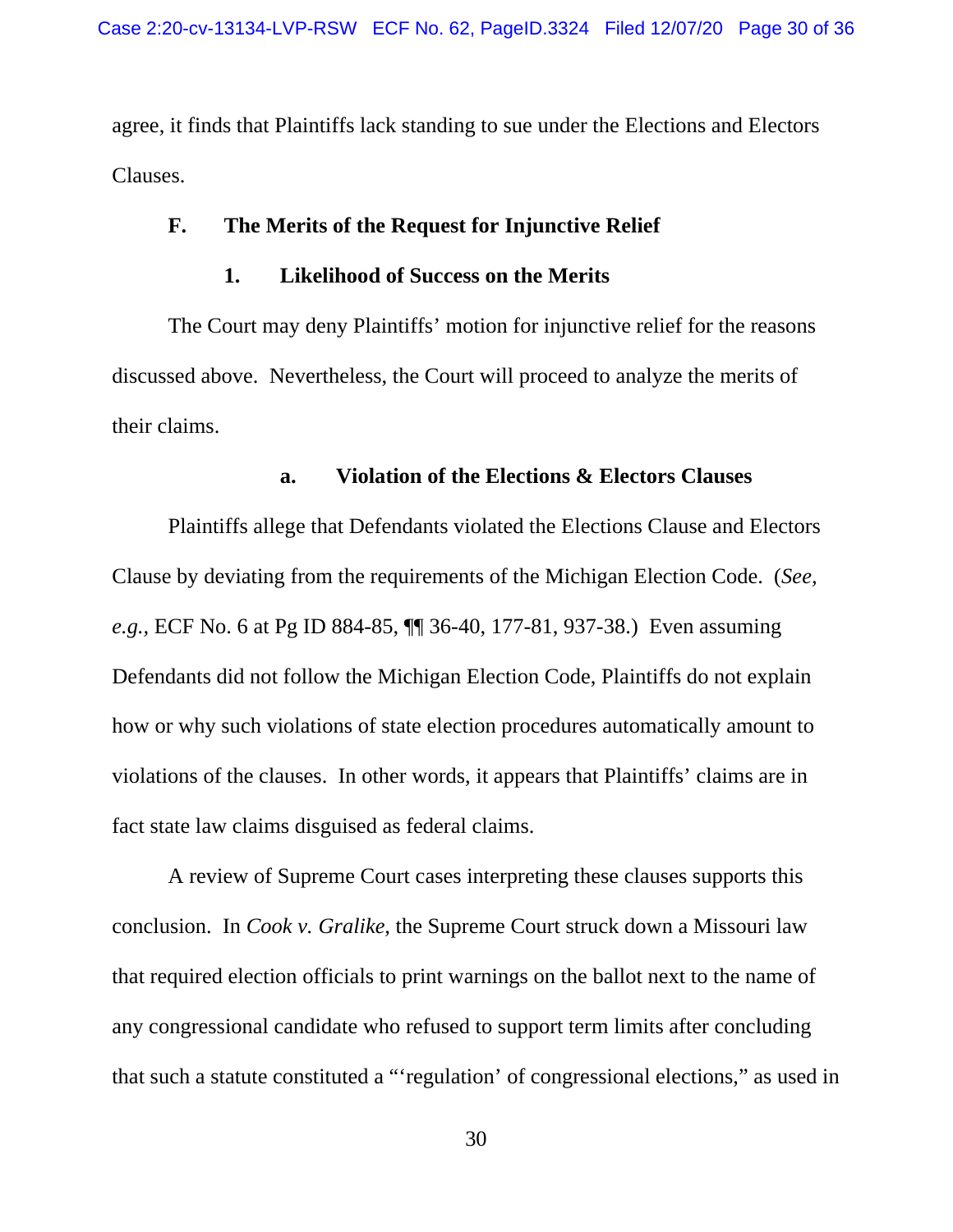agree, it finds that Plaintiffs lack standing to sue under the Elections and Electors Clauses.

### F. The Merits of the Request for Injunctive Relief

#### 1. Likelihood of Success on the Merits

The Court may deny Plaintiffs' motion for injunctive relief for the reasons discussed above. Nevertheless, the Court will proceed to analyze the merits of their claims.

##### a. Violation of the Elections & Electors Clauses

Plaintiffs allege that Defendants violated the Elections Clause and Electors Clause by deviating from the requirements of the Michigan Election Code. (*See, e.g.*, ECF No. 6 at Pg ID 884-85, ¶¶ 36-40, 177-81, 937-38.) Even assuming Defendants did not follow the Michigan Election Code, Plaintiffs do not explain how or why such violations of state election procedures automatically amount to violations of the clauses. In other words, it appears that Plaintiffs' claims are in fact state law claims disguised as federal claims.

A review of Supreme Court cases interpreting these clauses supports this conclusion. In *Cook v. Gralike*, the Supreme Court struck down a Missouri law that required election officials to print warnings on the ballot next to the name of any congressional candidate who refused to support term limits after concluding that such a statute constituted a "'regulation' of congressional elections," as used in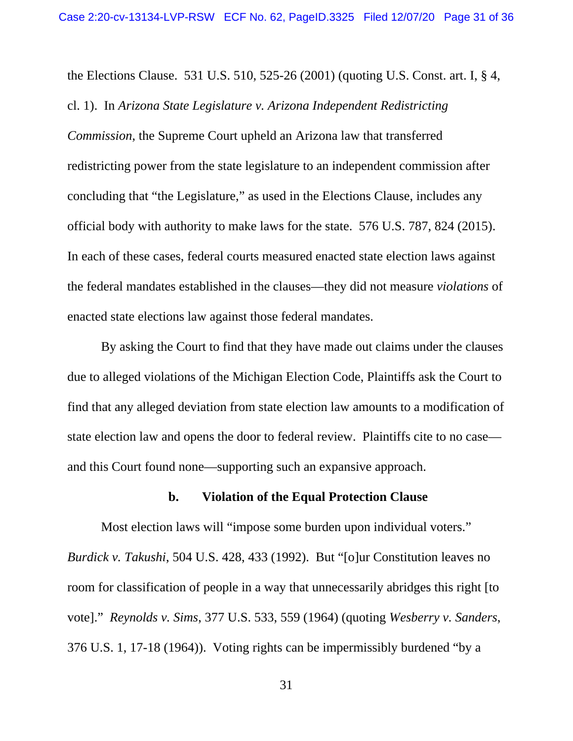the Elections Clause. 531 U.S. 510, 525-26 (2001) (quoting U.S. Const. art. I, § 4, cl. 1). In *Arizona State Legislature v. Arizona Independent Redistricting Commission*, the Supreme Court upheld an Arizona law that transferred redistricting power from the state legislature to an independent commission after concluding that "the Legislature," as used in the Elections Clause, includes any official body with authority to make laws for the state. 576 U.S. 787, 824 (2015). In each of these cases, federal courts measured enacted state election laws against the federal mandates established in the clauses—they did not measure *violations* of enacted state elections law against those federal mandates.

By asking the Court to find that they have made out claims under the clauses due to alleged violations of the Michigan Election Code, Plaintiffs ask the Court to find that any alleged deviation from state election law amounts to a modification of state election law and opens the door to federal review. Plaintiffs cite to no case—and this Court found none—supporting such an expansive approach.

**b. Violation of the Equal Protection Clause**

Most election laws will "impose some burden upon individual voters." *Burdick v. Takushi*, 504 U.S. 428, 433 (1992). But "[o]ur Constitution leaves no room for classification of people in a way that unnecessarily abridges this right [to vote]." *Reynolds v. Sims*, 377 U.S. 533, 559 (1964) (quoting *Wesberry v. Sanders*, 376 U.S. 1, 17-18 (1964)). Voting rights can be impermissibly burdened "by a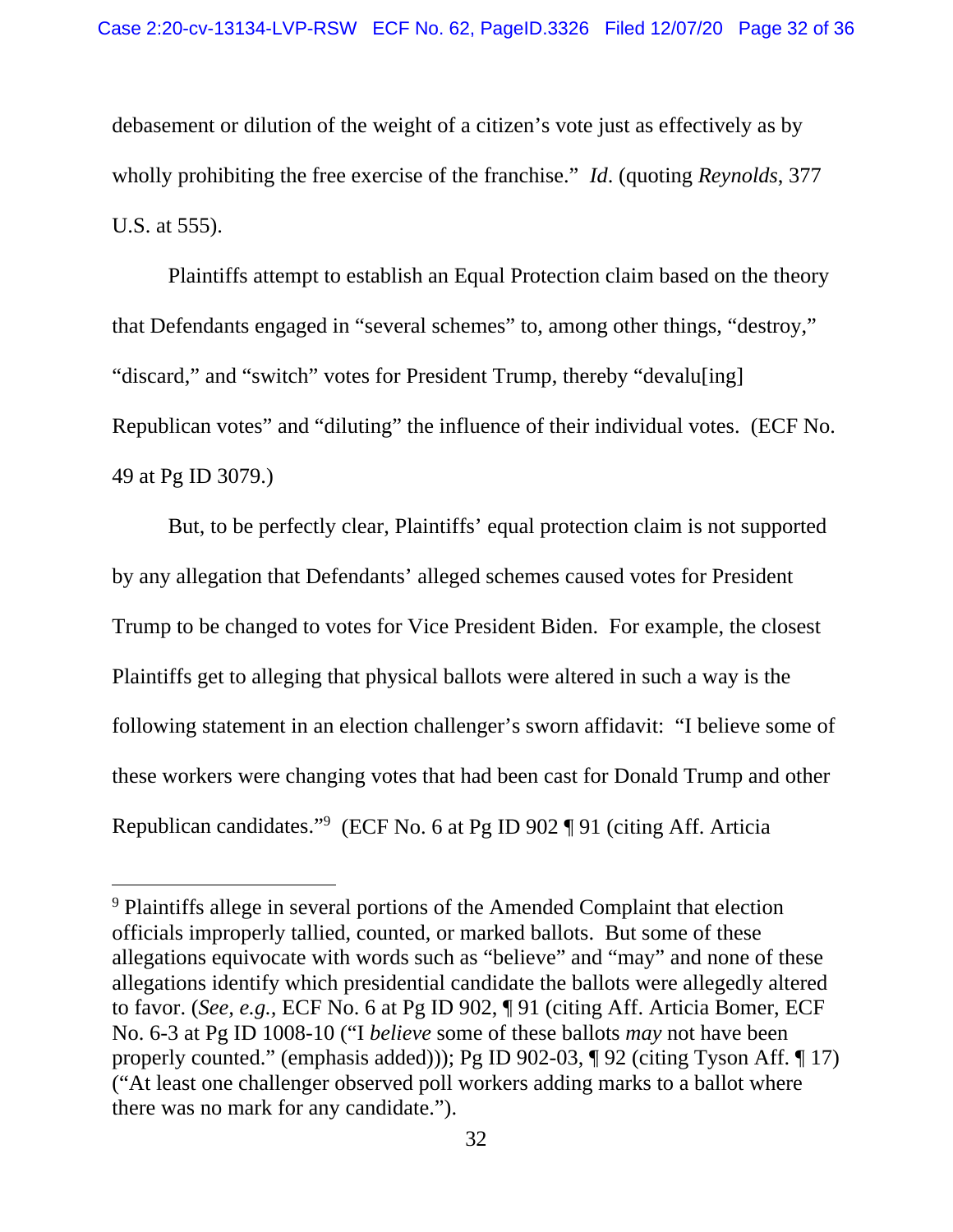debasement or dilution of the weight of a citizen's vote just as effectively as by wholly prohibiting the free exercise of the franchise." *Id*. (quoting *Reynolds*, 377 U.S. at 555).

Plaintiffs attempt to establish an Equal Protection claim based on the theory that Defendants engaged in "several schemes" to, among other things, "destroy," "discard," and "switch" votes for President Trump, thereby "devalu[ing] Republican votes" and "diluting" the influence of their individual votes. (ECF No. 49 at Pg ID 3079.)

But, to be perfectly clear, Plaintiffs' equal protection claim is not supported by any allegation that Defendants' alleged schemes caused votes for President Trump to be changed to votes for Vice President Biden. For example, the closest Plaintiffs get to alleging that physical ballots were altered in such a way is the following statement in an election challenger's sworn affidavit: "I believe some of these workers were changing votes that had been cast for Donald Trump and other Republican candidates."[9] (ECF No. 6 at Pg ID 902 ¶ 91 (citing Aff. Articia

---

[9] Plaintiffs allege in several portions of the Amended Complaint that election officials improperly tallied, counted, or marked ballots. But some of these allegations equivocate with words such as "believe" and "may" and none of these allegations identify which presidential candidate the ballots were allegedly altered to favor. (*See, e.g.*, ECF No. 6 at Pg ID 902, ¶ 91 (citing Aff. Articia Bomer, ECF No. 6-3 at Pg ID 1008-10 ("I *believe* some of these ballots *may* not have been properly counted." (emphasis added))); Pg ID 902-03, ¶ 92 (citing Tyson Aff. ¶ 17) ("At least one challenger observed poll workers adding marks to a ballot where there was no mark for any candidate.").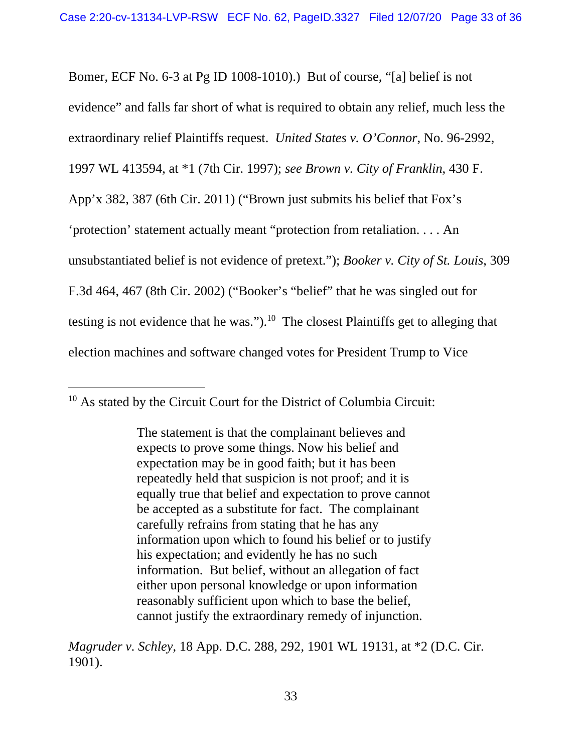Bomer, ECF No. 6-3 at Pg ID 1008-1010).) But of course, "[a] belief is not evidence" and falls far short of what is required to obtain any relief, much less the extraordinary relief Plaintiffs request. *United States v. O'Connor*, No. 96-2992, 1997 WL 413594, at *1 (7th Cir. 1997); *see Brown v. City of Franklin*, 430 F. App'x 382, 387 (6th Cir. 2011) ("Brown just submits his belief that Fox's 'protection' statement actually meant "protection from retaliation. . . . An unsubstantiated belief is not evidence of pretext."); *Booker v. City of St. Louis*, 309 F.3d 464, 467 (8th Cir. 2002) ("Booker's "belief" that he was singled out for testing is not evidence that he was.").[10] The closest Plaintiffs get to alleging that election machines and software changed votes for President Trump to Vice

---

[10] As stated by the Circuit Court for the District of Columbia Circuit:

> The statement is that the complainant believes and expects to prove some things. Now his belief and expectation may be in good faith; but it has been repeatedly held that suspicion is not proof; and it is equally true that belief and expectation to prove cannot be accepted as a substitute for fact. The complainant carefully refrains from stating that he has any information upon which to found his belief or to justify his expectation; and evidently he has no such information. But belief, without an allegation of fact either upon personal knowledge or upon information reasonably sufficient upon which to base the belief, cannot justify the extraordinary remedy of injunction.

*Magruder v. Schley*, 18 App. D.C. 288, 292, 1901 WL 19131, at *2 (D.C. Cir. 1901).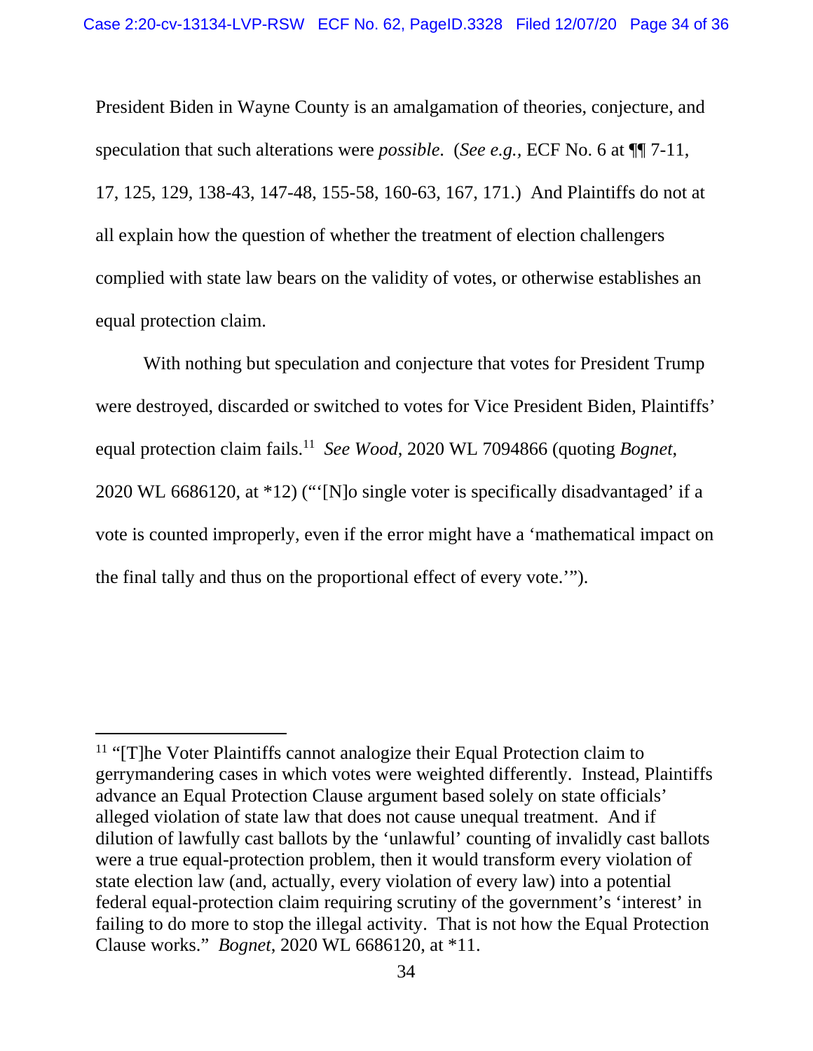President Biden in Wayne County is an amalgamation of theories, conjecture, and speculation that such alterations were *possible*. (*See e.g.*, ECF No. 6 at ¶¶ 7-11, 17, 125, 129, 138-43, 147-48, 155-58, 160-63, 167, 171.) And Plaintiffs do not at all explain how the question of whether the treatment of election challengers complied with state law bears on the validity of votes, or otherwise establishes an equal protection claim.

With nothing but speculation and conjecture that votes for President Trump were destroyed, discarded or switched to votes for Vice President Biden, Plaintiffs' equal protection claim fails.[11] *See Wood*, 2020 WL 7094866 (quoting *Bognet*, 2020 WL 6686120, at *12) ("'[N]o single voter is specifically disadvantaged' if a vote is counted improperly, even if the error might have a 'mathematical impact on the final tally and thus on the proportional effect of every vote.'").

---

[11] "[T]he Voter Plaintiffs cannot analogize their Equal Protection claim to gerrymandering cases in which votes were weighted differently. Instead, Plaintiffs advance an Equal Protection Clause argument based solely on state officials' alleged violation of state law that does not cause unequal treatment. And if dilution of lawfully cast ballots by the 'unlawful' counting of invalidly cast ballots were a true equal-protection problem, then it would transform every violation of state election law (and, actually, every violation of every law) into a potential federal equal-protection claim requiring scrutiny of the government's 'interest' in failing to do more to stop the illegal activity. That is not how the Equal Protection Clause works." *Bognet*, 2020 WL 6686120, at *11.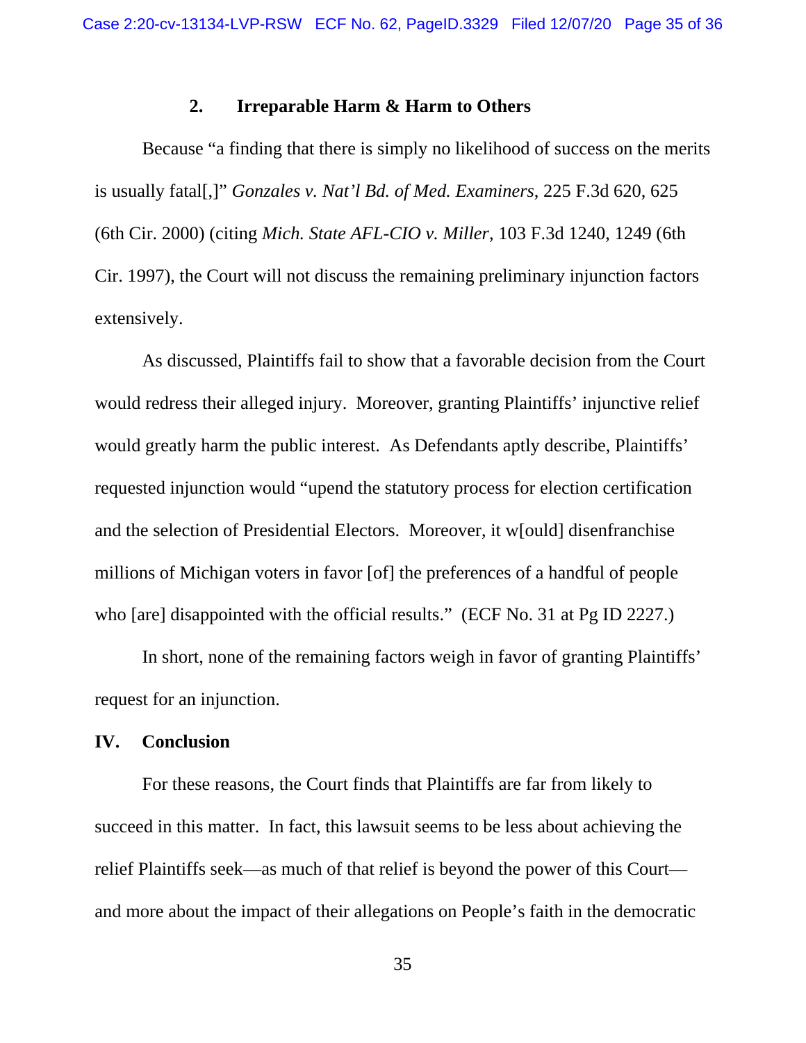### 2. Irreparable Harm & Harm to Others

Because "a finding that there is simply no likelihood of success on the merits is usually fatal[,]" *Gonzales v. Nat'l Bd. of Med. Examiners*, 225 F.3d 620, 625 (6th Cir. 2000) (citing *Mich. State AFL-CIO v. Miller*, 103 F.3d 1240, 1249 (6th Cir. 1997), the Court will not discuss the remaining preliminary injunction factors extensively.

As discussed, Plaintiffs fail to show that a favorable decision from the Court would redress their alleged injury. Moreover, granting Plaintiffs' injunctive relief would greatly harm the public interest. As Defendants aptly describe, Plaintiffs' requested injunction would "upend the statutory process for election certification and the selection of Presidential Electors. Moreover, it w[ould] disenfranchise millions of Michigan voters in favor [of] the preferences of a handful of people who [are] disappointed with the official results." (ECF No. 31 at Pg ID 2227.)

In short, none of the remaining factors weigh in favor of granting Plaintiffs' request for an injunction.

## IV. Conclusion

For these reasons, the Court finds that Plaintiffs are far from likely to succeed in this matter. In fact, this lawsuit seems to be less about achieving the relief Plaintiffs seek—as much of that relief is beyond the power of this Court—and more about the impact of their allegations on People's faith in the democratic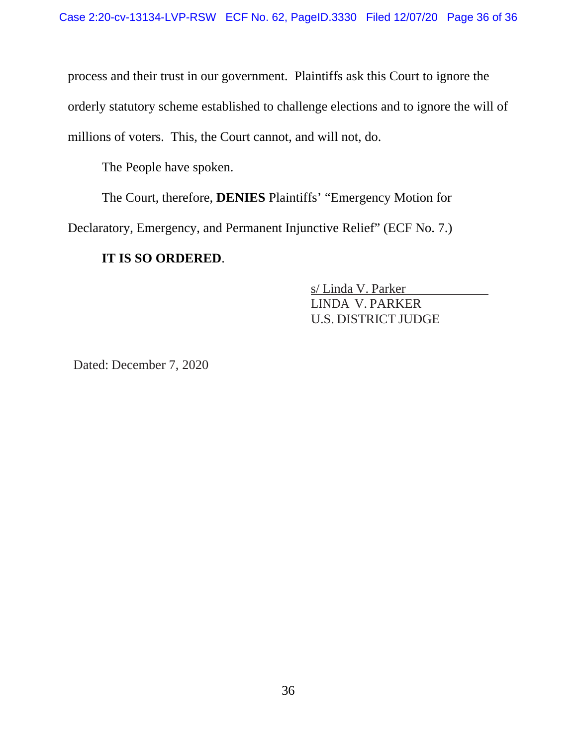process and their trust in our government. Plaintiffs ask this Court to ignore the orderly statutory scheme established to challenge elections and to ignore the will of millions of voters. This, the Court cannot, and will not, do.

The People have spoken.

The Court, therefore, **DENIES** Plaintiffs' "Emergency Motion for Declaratory, Emergency, and Permanent Injunctive Relief" (ECF No. 7.)

**IT IS SO ORDERED**.

s/ Linda V. Parker
LINDA V. PARKER
U.S. DISTRICT JUDGE

Dated: December 7, 2020